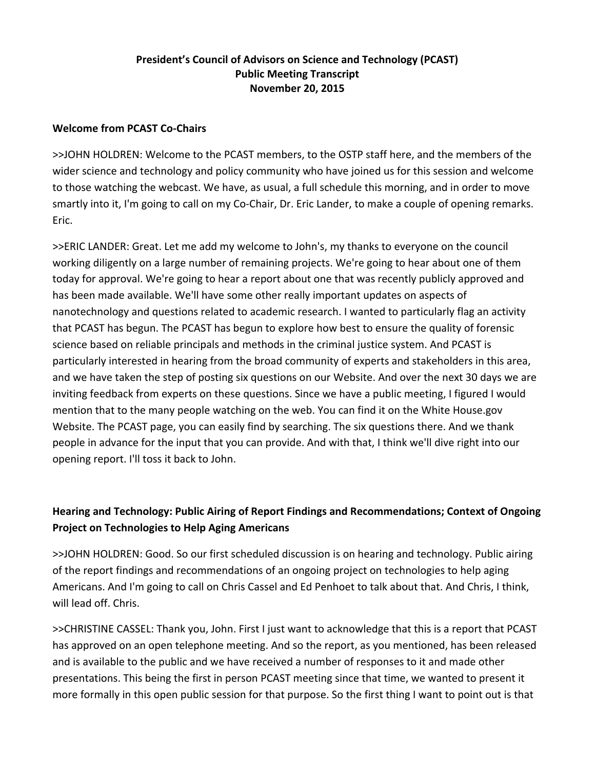**President's Council of Advisors on Science and Technology (PCAST)**
**Public Meeting Transcript**
**November 20, 2015**

## Welcome from PCAST Co-Chairs

>>JOHN HOLDREN: Welcome to the PCAST members, to the OSTP staff here, and the members of the wider science and technology and policy community who have joined us for this session and welcome to those watching the webcast. We have, as usual, a full schedule this morning, and in order to move smartly into it, I'm going to call on my Co-Chair, Dr. Eric Lander, to make a couple of opening remarks. Eric.

>>ERIC LANDER: Great. Let me add my welcome to John's, my thanks to everyone on the council working diligently on a large number of remaining projects. We're going to hear about one of them today for approval. We're going to hear a report about one that was recently publicly approved and has been made available. We'll have some other really important updates on aspects of nanotechnology and questions related to academic research. I wanted to particularly flag an activity that PCAST has begun. The PCAST has begun to explore how best to ensure the quality of forensic science based on reliable principals and methods in the criminal justice system. And PCAST is particularly interested in hearing from the broad community of experts and stakeholders in this area, and we have taken the step of posting six questions on our Website. And over the next 30 days we are inviting feedback from experts on these questions. Since we have a public meeting, I figured I would mention that to the many people watching on the web. You can find it on the White House.gov Website. The PCAST page, you can easily find by searching. The six questions there. And we thank people in advance for the input that you can provide. And with that, I think we'll dive right into our opening report. I'll toss it back to John.

## Hearing and Technology: Public Airing of Report Findings and Recommendations; Context of Ongoing Project on Technologies to Help Aging Americans

>>JOHN HOLDREN: Good. So our first scheduled discussion is on hearing and technology. Public airing of the report findings and recommendations of an ongoing project on technologies to help aging Americans. And I'm going to call on Chris Cassel and Ed Penhoet to talk about that. And Chris, I think, will lead off. Chris.

>>CHRISTINE CASSEL: Thank you, John. First I just want to acknowledge that this is a report that PCAST has approved on an open telephone meeting. And so the report, as you mentioned, has been released and is available to the public and we have received a number of responses to it and made other presentations. This being the first in person PCAST meeting since that time, we wanted to present it more formally in this open public session for that purpose. So the first thing I want to point out is that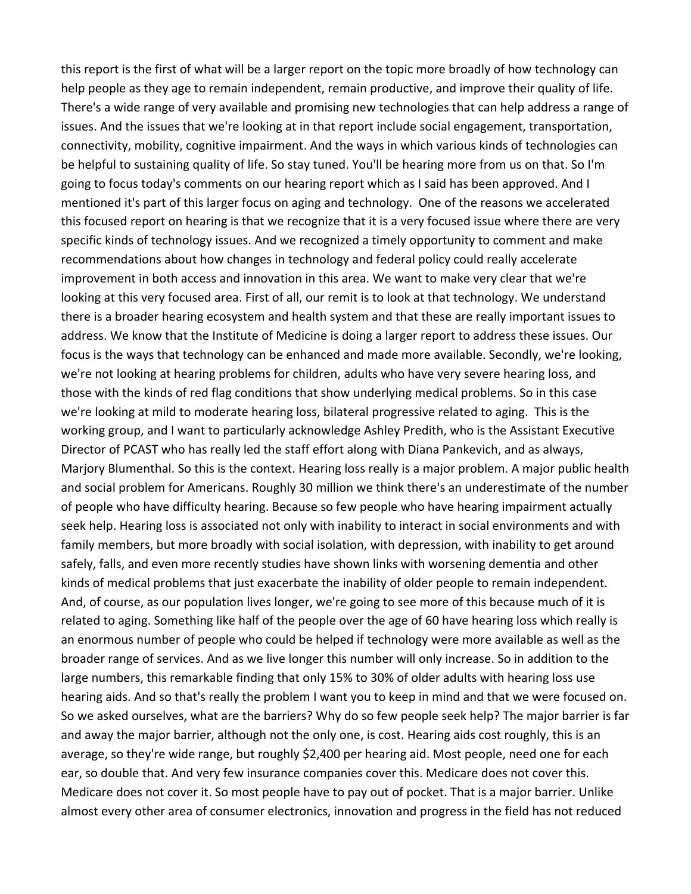this report is the first of what will be a larger report on the topic more broadly of how technology can help people as they age to remain independent, remain productive, and improve their quality of life. There's a wide range of very available and promising new technologies that can help address a range of issues. And the issues that we're looking at in that report include social engagement, transportation, connectivity, mobility, cognitive impairment. And the ways in which various kinds of technologies can be helpful to sustaining quality of life. So stay tuned. You'll be hearing more from us on that. So I'm going to focus today's comments on our hearing report which as I said has been approved. And I mentioned it's part of this larger focus on aging and technology. One of the reasons we accelerated this focused report on hearing is that we recognize that it is a very focused issue where there are very specific kinds of technology issues. And we recognized a timely opportunity to comment and make recommendations about how changes in technology and federal policy could really accelerate improvement in both access and innovation in this area. We want to make very clear that we're looking at this very focused area. First of all, our remit is to look at that technology. We understand there is a broader hearing ecosystem and health system and that these are really important issues to address. We know that the Institute of Medicine is doing a larger report to address these issues. Our focus is the ways that technology can be enhanced and made more available. Secondly, we're looking, we're not looking at hearing problems for children, adults who have very severe hearing loss, and those with the kinds of red flag conditions that show underlying medical problems. So in this case we're looking at mild to moderate hearing loss, bilateral progressive related to aging. This is the working group, and I want to particularly acknowledge Ashley Predith, who is the Assistant Executive Director of PCAST who has really led the staff effort along with Diana Pankevich, and as always, Marjory Blumenthal. So this is the context. Hearing loss really is a major problem. A major public health and social problem for Americans. Roughly 30 million we think there's an underestimate of the number of people who have difficulty hearing. Because so few people who have hearing impairment actually seek help. Hearing loss is associated not only with inability to interact in social environments and with family members, but more broadly with social isolation, with depression, with inability to get around safely, falls, and even more recently studies have shown links with worsening dementia and other kinds of medical problems that just exacerbate the inability of older people to remain independent. And, of course, as our population lives longer, we're going to see more of this because much of it is related to aging. Something like half of the people over the age of 60 have hearing loss which really is an enormous number of people who could be helped if technology were more available as well as the broader range of services. And as we live longer this number will only increase. So in addition to the large numbers, this remarkable finding that only 15% to 30% of older adults with hearing loss use hearing aids. And so that's really the problem I want you to keep in mind and that we were focused on. So we asked ourselves, what are the barriers? Why do so few people seek help? The major barrier is far and away the major barrier, although not the only one, is cost. Hearing aids cost roughly, this is an average, so they're wide range, but roughly $2,400 per hearing aid. Most people, need one for each ear, so double that. And very few insurance companies cover this. Medicare does not cover this. Medicare does not cover it. So most people have to pay out of pocket. That is a major barrier. Unlike almost every other area of consumer electronics, innovation and progress in the field has not reduced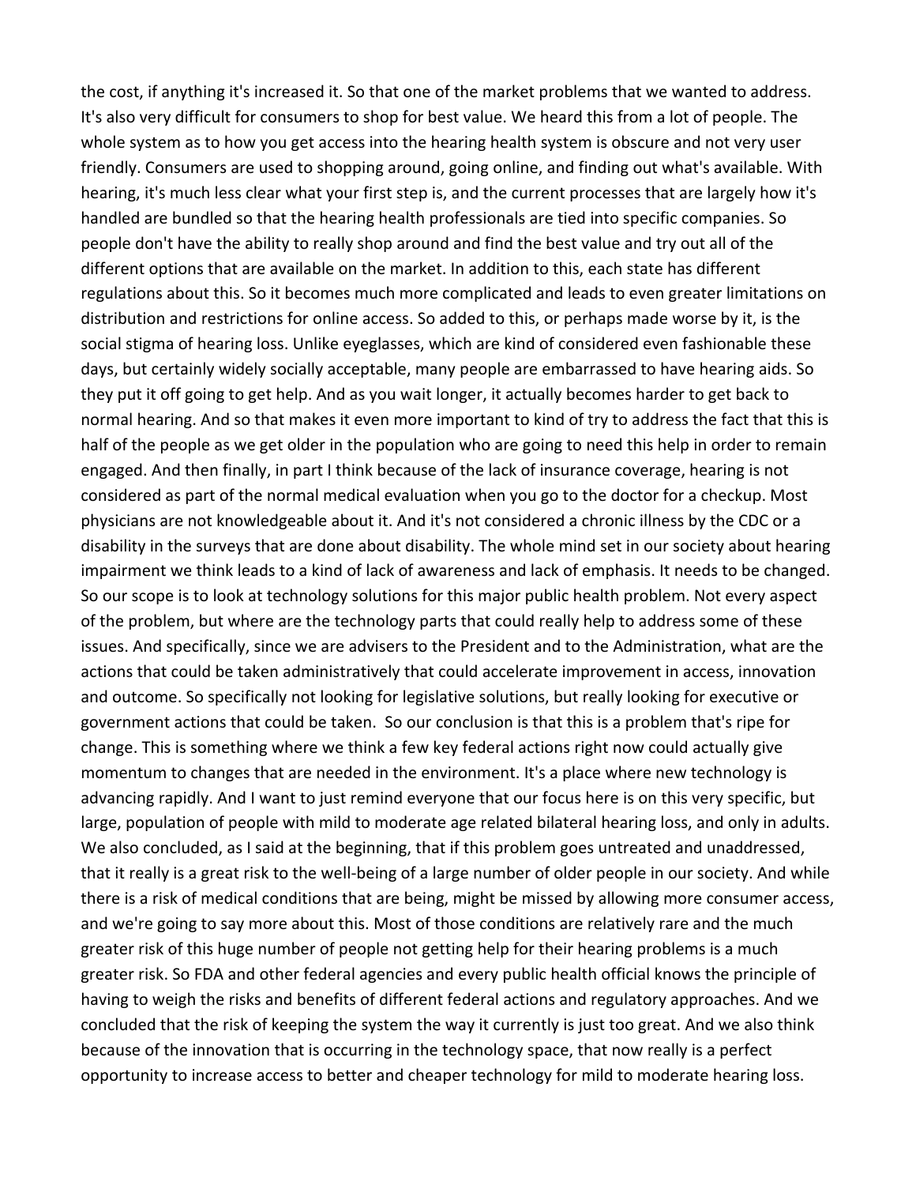the cost, if anything it's increased it. So that one of the market problems that we wanted to address. It's also very difficult for consumers to shop for best value. We heard this from a lot of people. The whole system as to how you get access into the hearing health system is obscure and not very user friendly. Consumers are used to shopping around, going online, and finding out what's available. With hearing, it's much less clear what your first step is, and the current processes that are largely how it's handled are bundled so that the hearing health professionals are tied into specific companies. So people don't have the ability to really shop around and find the best value and try out all of the different options that are available on the market. In addition to this, each state has different regulations about this. So it becomes much more complicated and leads to even greater limitations on distribution and restrictions for online access. So added to this, or perhaps made worse by it, is the social stigma of hearing loss. Unlike eyeglasses, which are kind of considered even fashionable these days, but certainly widely socially acceptable, many people are embarrassed to have hearing aids. So they put it off going to get help. And as you wait longer, it actually becomes harder to get back to normal hearing. And so that makes it even more important to kind of try to address the fact that this is half of the people as we get older in the population who are going to need this help in order to remain engaged. And then finally, in part I think because of the lack of insurance coverage, hearing is not considered as part of the normal medical evaluation when you go to the doctor for a checkup. Most physicians are not knowledgeable about it. And it's not considered a chronic illness by the CDC or a disability in the surveys that are done about disability. The whole mind set in our society about hearing impairment we think leads to a kind of lack of awareness and lack of emphasis. It needs to be changed. So our scope is to look at technology solutions for this major public health problem. Not every aspect of the problem, but where are the technology parts that could really help to address some of these issues. And specifically, since we are advisers to the President and to the Administration, what are the actions that could be taken administratively that could accelerate improvement in access, innovation and outcome. So specifically not looking for legislative solutions, but really looking for executive or government actions that could be taken. So our conclusion is that this is a problem that's ripe for change. This is something where we think a few key federal actions right now could actually give momentum to changes that are needed in the environment. It's a place where new technology is advancing rapidly. And I want to just remind everyone that our focus here is on this very specific, but large, population of people with mild to moderate age related bilateral hearing loss, and only in adults. We also concluded, as I said at the beginning, that if this problem goes untreated and unaddressed, that it really is a great risk to the well-being of a large number of older people in our society. And while there is a risk of medical conditions that are being, might be missed by allowing more consumer access, and we're going to say more about this. Most of those conditions are relatively rare and the much greater risk of this huge number of people not getting help for their hearing problems is a much greater risk. So FDA and other federal agencies and every public health official knows the principle of having to weigh the risks and benefits of different federal actions and regulatory approaches. And we concluded that the risk of keeping the system the way it currently is just too great. And we also think because of the innovation that is occurring in the technology space, that now really is a perfect opportunity to increase access to better and cheaper technology for mild to moderate hearing loss.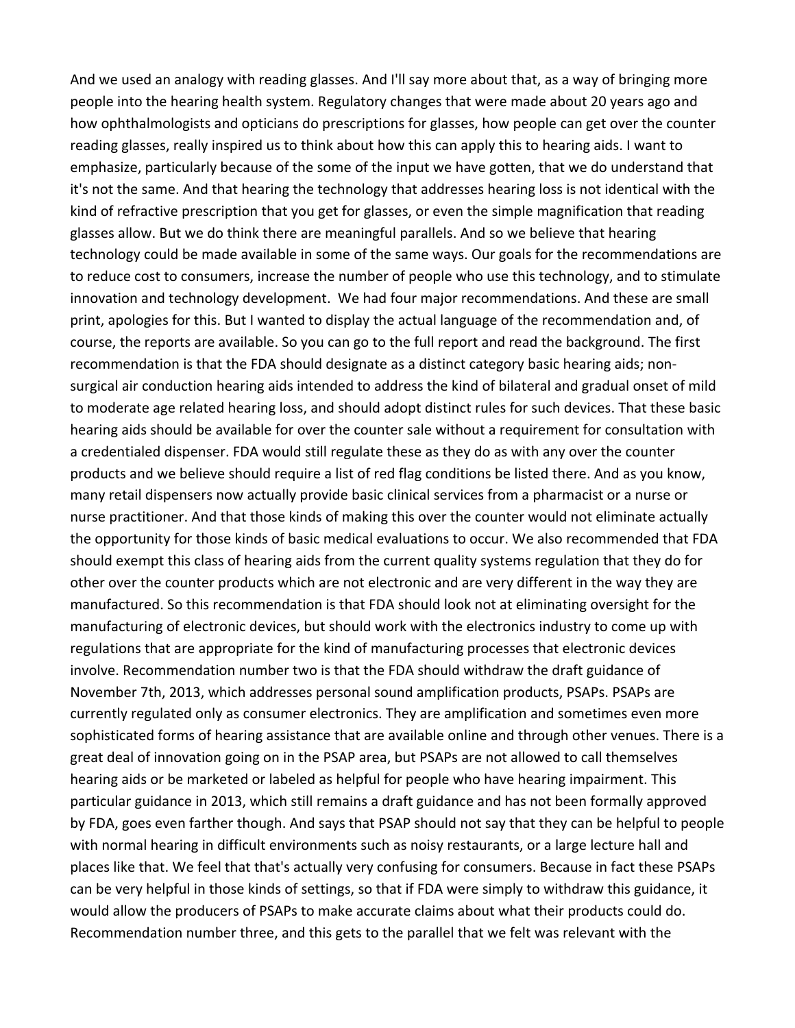And we used an analogy with reading glasses. And I'll say more about that, as a way of bringing more people into the hearing health system. Regulatory changes that were made about 20 years ago and how ophthalmologists and opticians do prescriptions for glasses, how people can get over the counter reading glasses, really inspired us to think about how this can apply this to hearing aids. I want to emphasize, particularly because of the some of the input we have gotten, that we do understand that it's not the same. And that hearing the technology that addresses hearing loss is not identical with the kind of refractive prescription that you get for glasses, or even the simple magnification that reading glasses allow. But we do think there are meaningful parallels. And so we believe that hearing technology could be made available in some of the same ways. Our goals for the recommendations are to reduce cost to consumers, increase the number of people who use this technology, and to stimulate innovation and technology development. We had four major recommendations. And these are small print, apologies for this. But I wanted to display the actual language of the recommendation and, of course, the reports are available. So you can go to the full report and read the background. The first recommendation is that the FDA should designate as a distinct category basic hearing aids; non-surgical air conduction hearing aids intended to address the kind of bilateral and gradual onset of mild to moderate age related hearing loss, and should adopt distinct rules for such devices. That these basic hearing aids should be available for over the counter sale without a requirement for consultation with a credentialed dispenser. FDA would still regulate these as they do as with any over the counter products and we believe should require a list of red flag conditions be listed there. And as you know, many retail dispensers now actually provide basic clinical services from a pharmacist or a nurse or nurse practitioner. And that those kinds of making this over the counter would not eliminate actually the opportunity for those kinds of basic medical evaluations to occur. We also recommended that FDA should exempt this class of hearing aids from the current quality systems regulation that they do for other over the counter products which are not electronic and are very different in the way they are manufactured. So this recommendation is that FDA should look not at eliminating oversight for the manufacturing of electronic devices, but should work with the electronics industry to come up with regulations that are appropriate for the kind of manufacturing processes that electronic devices involve. Recommendation number two is that the FDA should withdraw the draft guidance of November 7th, 2013, which addresses personal sound amplification products, PSAPs. PSAPs are currently regulated only as consumer electronics. They are amplification and sometimes even more sophisticated forms of hearing assistance that are available online and through other venues. There is a great deal of innovation going on in the PSAP area, but PSAPs are not allowed to call themselves hearing aids or be marketed or labeled as helpful for people who have hearing impairment. This particular guidance in 2013, which still remains a draft guidance and has not been formally approved by FDA, goes even farther though. And says that PSAP should not say that they can be helpful to people with normal hearing in difficult environments such as noisy restaurants, or a large lecture hall and places like that. We feel that that's actually very confusing for consumers. Because in fact these PSAPs can be very helpful in those kinds of settings, so that if FDA were simply to withdraw this guidance, it would allow the producers of PSAPs to make accurate claims about what their products could do. Recommendation number three, and this gets to the parallel that we felt was relevant with the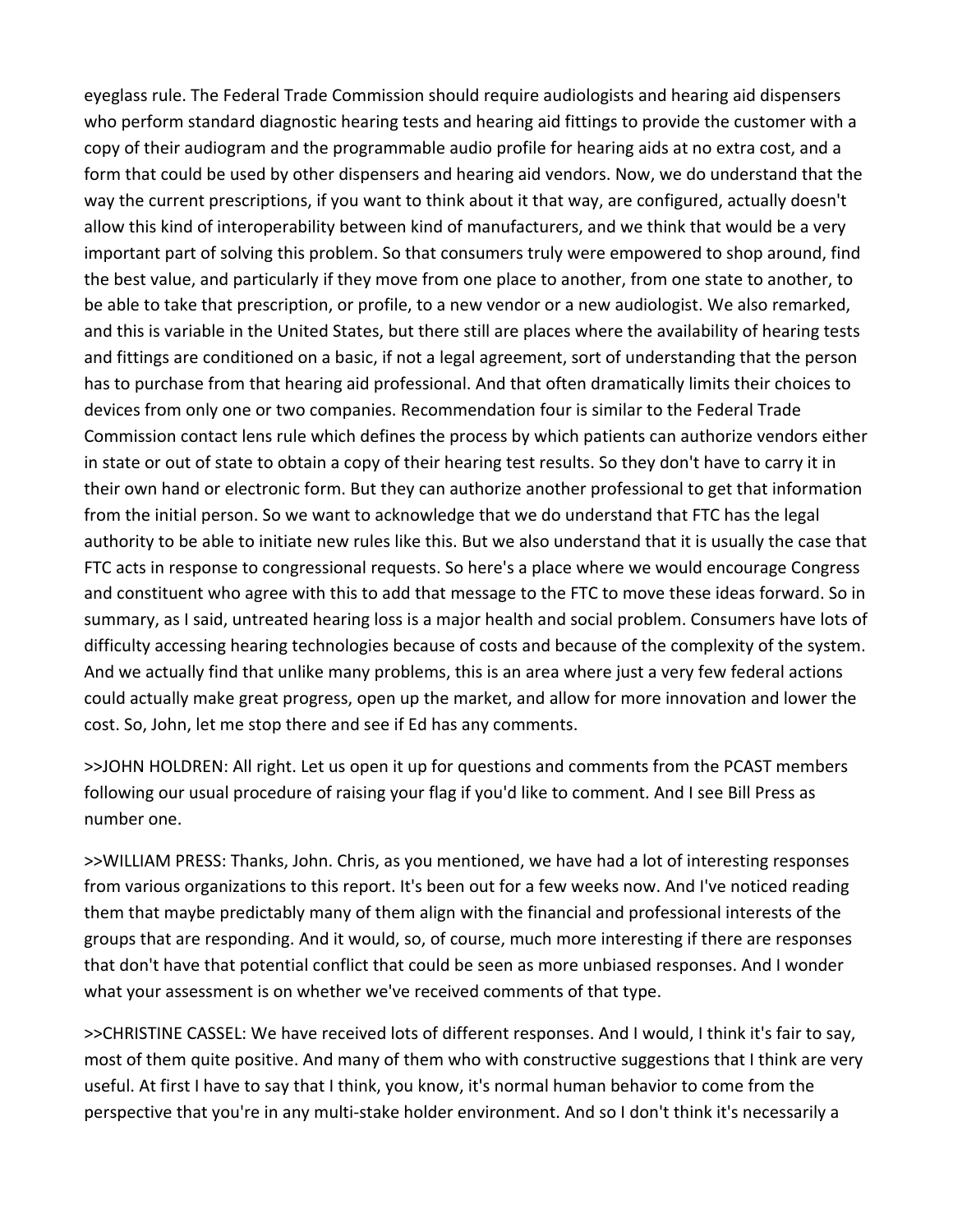eyeglass rule. The Federal Trade Commission should require audiologists and hearing aid dispensers who perform standard diagnostic hearing tests and hearing aid fittings to provide the customer with a copy of their audiogram and the programmable audio profile for hearing aids at no extra cost, and a form that could be used by other dispensers and hearing aid vendors. Now, we do understand that the way the current prescriptions, if you want to think about it that way, are configured, actually doesn't allow this kind of interoperability between kind of manufacturers, and we think that would be a very important part of solving this problem. So that consumers truly were empowered to shop around, find the best value, and particularly if they move from one place to another, from one state to another, to be able to take that prescription, or profile, to a new vendor or a new audiologist. We also remarked, and this is variable in the United States, but there still are places where the availability of hearing tests and fittings are conditioned on a basic, if not a legal agreement, sort of understanding that the person has to purchase from that hearing aid professional. And that often dramatically limits their choices to devices from only one or two companies. Recommendation four is similar to the Federal Trade Commission contact lens rule which defines the process by which patients can authorize vendors either in state or out of state to obtain a copy of their hearing test results. So they don't have to carry it in their own hand or electronic form. But they can authorize another professional to get that information from the initial person. So we want to acknowledge that we do understand that FTC has the legal authority to be able to initiate new rules like this. But we also understand that it is usually the case that FTC acts in response to congressional requests. So here's a place where we would encourage Congress and constituent who agree with this to add that message to the FTC to move these ideas forward. So in summary, as I said, untreated hearing loss is a major health and social problem. Consumers have lots of difficulty accessing hearing technologies because of costs and because of the complexity of the system. And we actually find that unlike many problems, this is an area where just a very few federal actions could actually make great progress, open up the market, and allow for more innovation and lower the cost. So, John, let me stop there and see if Ed has any comments.

>>JOHN HOLDREN: All right. Let us open it up for questions and comments from the PCAST members following our usual procedure of raising your flag if you'd like to comment. And I see Bill Press as number one.

>>WILLIAM PRESS: Thanks, John. Chris, as you mentioned, we have had a lot of interesting responses from various organizations to this report. It's been out for a few weeks now. And I've noticed reading them that maybe predictably many of them align with the financial and professional interests of the groups that are responding. And it would, so, of course, much more interesting if there are responses that don't have that potential conflict that could be seen as more unbiased responses. And I wonder what your assessment is on whether we've received comments of that type.

>>CHRISTINE CASSEL: We have received lots of different responses. And I would, I think it's fair to say, most of them quite positive. And many of them who with constructive suggestions that I think are very useful. At first I have to say that I think, you know, it's normal human behavior to come from the perspective that you're in any multi-stake holder environment. And so I don't think it's necessarily a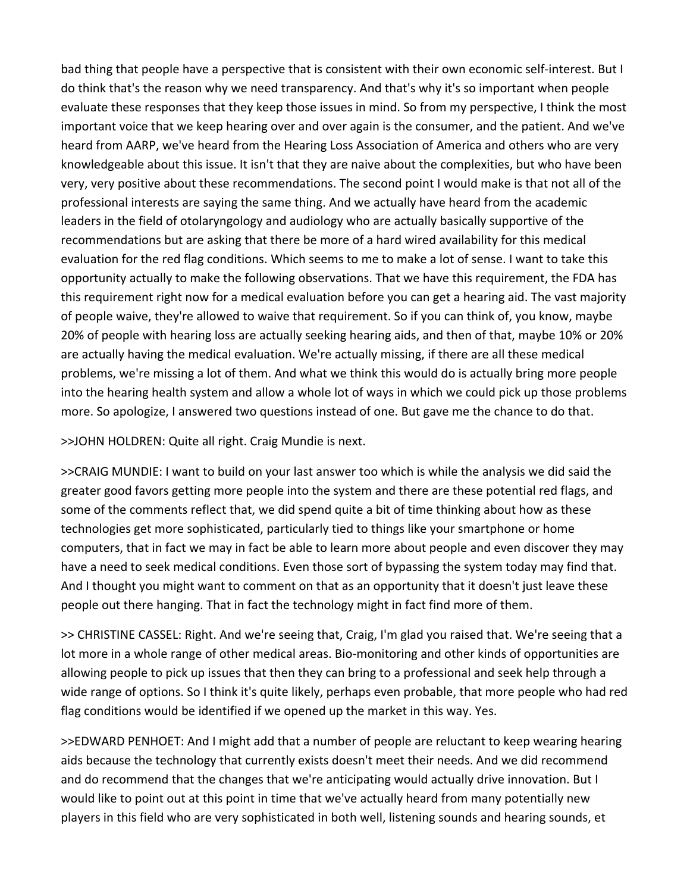bad thing that people have a perspective that is consistent with their own economic self-interest. But I do think that's the reason why we need transparency. And that's why it's so important when people evaluate these responses that they keep those issues in mind. So from my perspective, I think the most important voice that we keep hearing over and over again is the consumer, and the patient. And we've heard from AARP, we've heard from the Hearing Loss Association of America and others who are very knowledgeable about this issue. It isn't that they are naive about the complexities, but who have been very, very positive about these recommendations. The second point I would make is that not all of the professional interests are saying the same thing. And we actually have heard from the academic leaders in the field of otolaryngology and audiology who are actually basically supportive of the recommendations but are asking that there be more of a hard wired availability for this medical evaluation for the red flag conditions. Which seems to me to make a lot of sense. I want to take this opportunity actually to make the following observations. That we have this requirement, the FDA has this requirement right now for a medical evaluation before you can get a hearing aid. The vast majority of people waive, they're allowed to waive that requirement. So if you can think of, you know, maybe 20% of people with hearing loss are actually seeking hearing aids, and then of that, maybe 10% or 20% are actually having the medical evaluation. We're actually missing, if there are all these medical problems, we're missing a lot of them. And what we think this would do is actually bring more people into the hearing health system and allow a whole lot of ways in which we could pick up those problems more. So apologize, I answered two questions instead of one. But gave me the chance to do that.

>>JOHN HOLDREN: Quite all right. Craig Mundie is next.

>>CRAIG MUNDIE: I want to build on your last answer too which is while the analysis we did said the greater good favors getting more people into the system and there are these potential red flags, and some of the comments reflect that, we did spend quite a bit of time thinking about how as these technologies get more sophisticated, particularly tied to things like your smartphone or home computers, that in fact we may in fact be able to learn more about people and even discover they may have a need to seek medical conditions. Even those sort of bypassing the system today may find that. And I thought you might want to comment on that as an opportunity that it doesn't just leave these people out there hanging. That in fact the technology might in fact find more of them.

>> CHRISTINE CASSEL: Right. And we're seeing that, Craig, I'm glad you raised that. We're seeing that a lot more in a whole range of other medical areas. Bio-monitoring and other kinds of opportunities are allowing people to pick up issues that then they can bring to a professional and seek help through a wide range of options. So I think it's quite likely, perhaps even probable, that more people who had red flag conditions would be identified if we opened up the market in this way. Yes.

>>EDWARD PENHOET: And I might add that a number of people are reluctant to keep wearing hearing aids because the technology that currently exists doesn't meet their needs. And we did recommend and do recommend that the changes that we're anticipating would actually drive innovation. But I would like to point out at this point in time that we've actually heard from many potentially new players in this field who are very sophisticated in both well, listening sounds and hearing sounds, et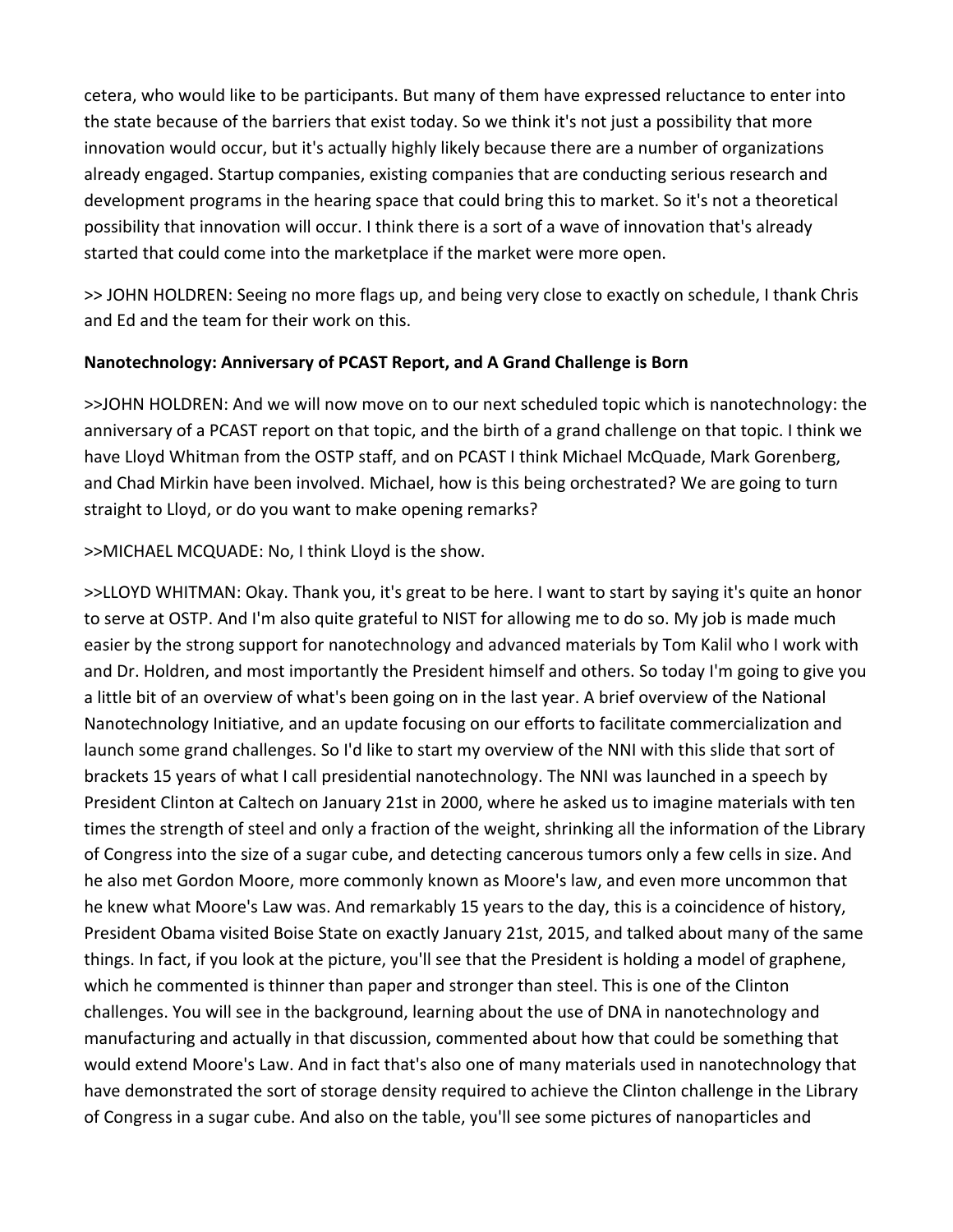cetera, who would like to be participants. But many of them have expressed reluctance to enter into the state because of the barriers that exist today. So we think it's not just a possibility that more innovation would occur, but it's actually highly likely because there are a number of organizations already engaged. Startup companies, existing companies that are conducting serious research and development programs in the hearing space that could bring this to market. So it's not a theoretical possibility that innovation will occur. I think there is a sort of a wave of innovation that's already started that could come into the marketplace if the market were more open.

>> JOHN HOLDREN: Seeing no more flags up, and being very close to exactly on schedule, I thank Chris and Ed and the team for their work on this.

**Nanotechnology: Anniversary of PCAST Report, and A Grand Challenge is Born**

>>JOHN HOLDREN: And we will now move on to our next scheduled topic which is nanotechnology: the anniversary of a PCAST report on that topic, and the birth of a grand challenge on that topic. I think we have Lloyd Whitman from the OSTP staff, and on PCAST I think Michael McQuade, Mark Gorenberg, and Chad Mirkin have been involved. Michael, how is this being orchestrated? We are going to turn straight to Lloyd, or do you want to make opening remarks?

>>MICHAEL MCQUADE: No, I think Lloyd is the show.

>>LLOYD WHITMAN: Okay. Thank you, it's great to be here. I want to start by saying it's quite an honor to serve at OSTP. And I'm also quite grateful to NIST for allowing me to do so. My job is made much easier by the strong support for nanotechnology and advanced materials by Tom Kalil who I work with and Dr. Holdren, and most importantly the President himself and others. So today I'm going to give you a little bit of an overview of what's been going on in the last year. A brief overview of the National Nanotechnology Initiative, and an update focusing on our efforts to facilitate commercialization and launch some grand challenges. So I'd like to start my overview of the NNI with this slide that sort of brackets 15 years of what I call presidential nanotechnology. The NNI was launched in a speech by President Clinton at Caltech on January 21st in 2000, where he asked us to imagine materials with ten times the strength of steel and only a fraction of the weight, shrinking all the information of the Library of Congress into the size of a sugar cube, and detecting cancerous tumors only a few cells in size. And he also met Gordon Moore, more commonly known as Moore's law, and even more uncommon that he knew what Moore's Law was. And remarkably 15 years to the day, this is a coincidence of history, President Obama visited Boise State on exactly January 21st, 2015, and talked about many of the same things. In fact, if you look at the picture, you'll see that the President is holding a model of graphene, which he commented is thinner than paper and stronger than steel. This is one of the Clinton challenges. You will see in the background, learning about the use of DNA in nanotechnology and manufacturing and actually in that discussion, commented about how that could be something that would extend Moore's Law. And in fact that's also one of many materials used in nanotechnology that have demonstrated the sort of storage density required to achieve the Clinton challenge in the Library of Congress in a sugar cube. And also on the table, you'll see some pictures of nanoparticles and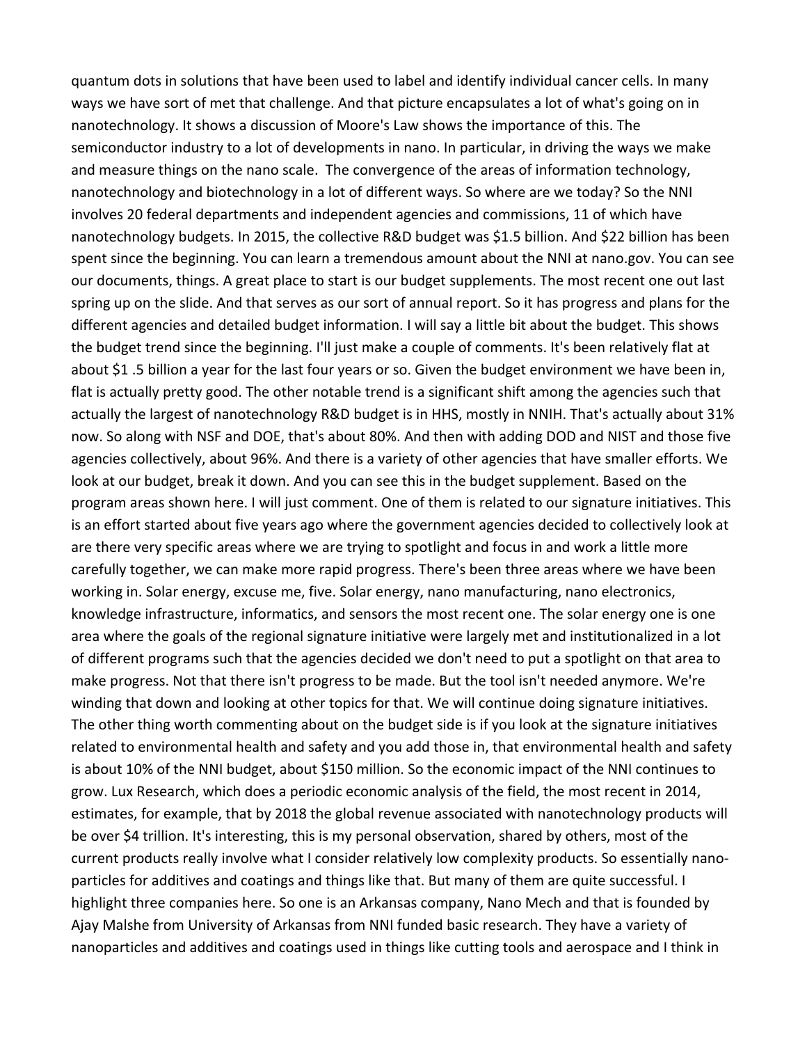quantum dots in solutions that have been used to label and identify individual cancer cells. In many ways we have sort of met that challenge. And that picture encapsulates a lot of what's going on in nanotechnology. It shows a discussion of Moore's Law shows the importance of this. The semiconductor industry to a lot of developments in nano. In particular, in driving the ways we make and measure things on the nano scale. The convergence of the areas of information technology, nanotechnology and biotechnology in a lot of different ways. So where are we today? So the NNI involves 20 federal departments and independent agencies and commissions, 11 of which have nanotechnology budgets. In 2015, the collective R&D budget was $1.5 billion. And $22 billion has been spent since the beginning. You can learn a tremendous amount about the NNI at nano.gov. You can see our documents, things. A great place to start is our budget supplements. The most recent one out last spring up on the slide. And that serves as our sort of annual report. So it has progress and plans for the different agencies and detailed budget information. I will say a little bit about the budget. This shows the budget trend since the beginning. I'll just make a couple of comments. It's been relatively flat at about $1 .5 billion a year for the last four years or so. Given the budget environment we have been in, flat is actually pretty good. The other notable trend is a significant shift among the agencies such that actually the largest of nanotechnology R&D budget is in HHS, mostly in NNIH. That's actually about 31% now. So along with NSF and DOE, that's about 80%. And then with adding DOD and NIST and those five agencies collectively, about 96%. And there is a variety of other agencies that have smaller efforts. We look at our budget, break it down. And you can see this in the budget supplement. Based on the program areas shown here. I will just comment. One of them is related to our signature initiatives. This is an effort started about five years ago where the government agencies decided to collectively look at are there very specific areas where we are trying to spotlight and focus in and work a little more carefully together, we can make more rapid progress. There's been three areas where we have been working in. Solar energy, excuse me, five. Solar energy, nano manufacturing, nano electronics, knowledge infrastructure, informatics, and sensors the most recent one. The solar energy one is one area where the goals of the regional signature initiative were largely met and institutionalized in a lot of different programs such that the agencies decided we don't need to put a spotlight on that area to make progress. Not that there isn't progress to be made. But the tool isn't needed anymore. We're winding that down and looking at other topics for that. We will continue doing signature initiatives. The other thing worth commenting about on the budget side is if you look at the signature initiatives related to environmental health and safety and you add those in, that environmental health and safety is about 10% of the NNI budget, about $150 million. So the economic impact of the NNI continues to grow. Lux Research, which does a periodic economic analysis of the field, the most recent in 2014, estimates, for example, that by 2018 the global revenue associated with nanotechnology products will be over $4 trillion. It's interesting, this is my personal observation, shared by others, most of the current products really involve what I consider relatively low complexity products. So essentially nano-particles for additives and coatings and things like that. But many of them are quite successful. I highlight three companies here. So one is an Arkansas company, Nano Mech and that is founded by Ajay Malshe from University of Arkansas from NNI funded basic research. They have a variety of nanoparticles and additives and coatings used in things like cutting tools and aerospace and I think in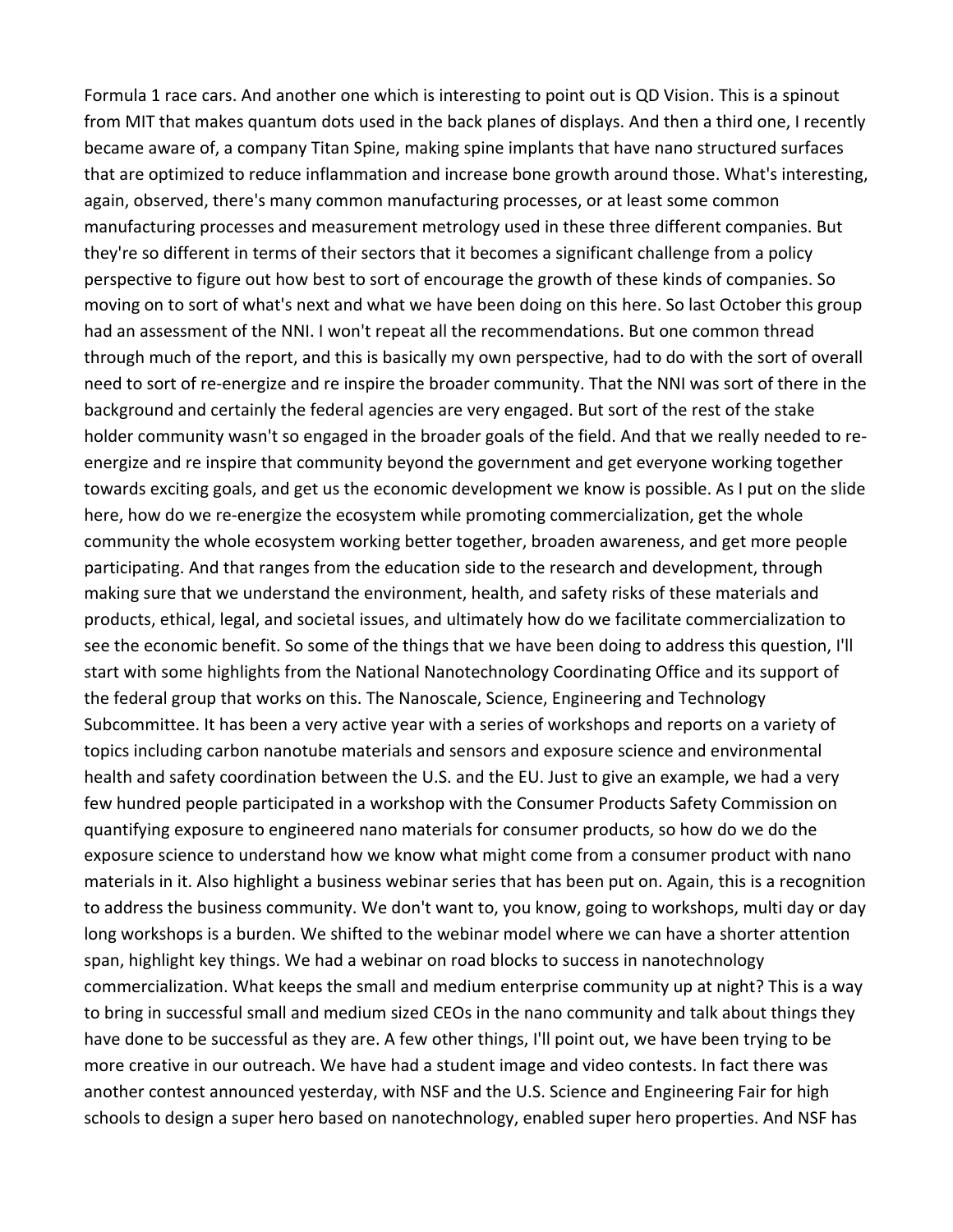Formula 1 race cars. And another one which is interesting to point out is QD Vision. This is a spinout from MIT that makes quantum dots used in the back planes of displays. And then a third one, I recently became aware of, a company Titan Spine, making spine implants that have nano structured surfaces that are optimized to reduce inflammation and increase bone growth around those. What's interesting, again, observed, there's many common manufacturing processes, or at least some common manufacturing processes and measurement metrology used in these three different companies. But they're so different in terms of their sectors that it becomes a significant challenge from a policy perspective to figure out how best to sort of encourage the growth of these kinds of companies. So moving on to sort of what's next and what we have been doing on this here. So last October this group had an assessment of the NNI. I won't repeat all the recommendations. But one common thread through much of the report, and this is basically my own perspective, had to do with the sort of overall need to sort of re-energize and re inspire the broader community. That the NNI was sort of there in the background and certainly the federal agencies are very engaged. But sort of the rest of the stake holder community wasn't so engaged in the broader goals of the field. And that we really needed to re-energize and re inspire that community beyond the government and get everyone working together towards exciting goals, and get us the economic development we know is possible. As I put on the slide here, how do we re-energize the ecosystem while promoting commercialization, get the whole community the whole ecosystem working better together, broaden awareness, and get more people participating. And that ranges from the education side to the research and development, through making sure that we understand the environment, health, and safety risks of these materials and products, ethical, legal, and societal issues, and ultimately how do we facilitate commercialization to see the economic benefit. So some of the things that we have been doing to address this question, I'll start with some highlights from the National Nanotechnology Coordinating Office and its support of the federal group that works on this. The Nanoscale, Science, Engineering and Technology Subcommittee. It has been a very active year with a series of workshops and reports on a variety of topics including carbon nanotube materials and sensors and exposure science and environmental health and safety coordination between the U.S. and the EU. Just to give an example, we had a very few hundred people participated in a workshop with the Consumer Products Safety Commission on quantifying exposure to engineered nano materials for consumer products, so how do we do the exposure science to understand how we know what might come from a consumer product with nano materials in it. Also highlight a business webinar series that has been put on. Again, this is a recognition to address the business community. We don't want to, you know, going to workshops, multi day or day long workshops is a burden. We shifted to the webinar model where we can have a shorter attention span, highlight key things. We had a webinar on road blocks to success in nanotechnology commercialization. What keeps the small and medium enterprise community up at night? This is a way to bring in successful small and medium sized CEOs in the nano community and talk about things they have done to be successful as they are. A few other things, I'll point out, we have been trying to be more creative in our outreach. We have had a student image and video contests. In fact there was another contest announced yesterday, with NSF and the U.S. Science and Engineering Fair for high schools to design a super hero based on nanotechnology, enabled super hero properties. And NSF has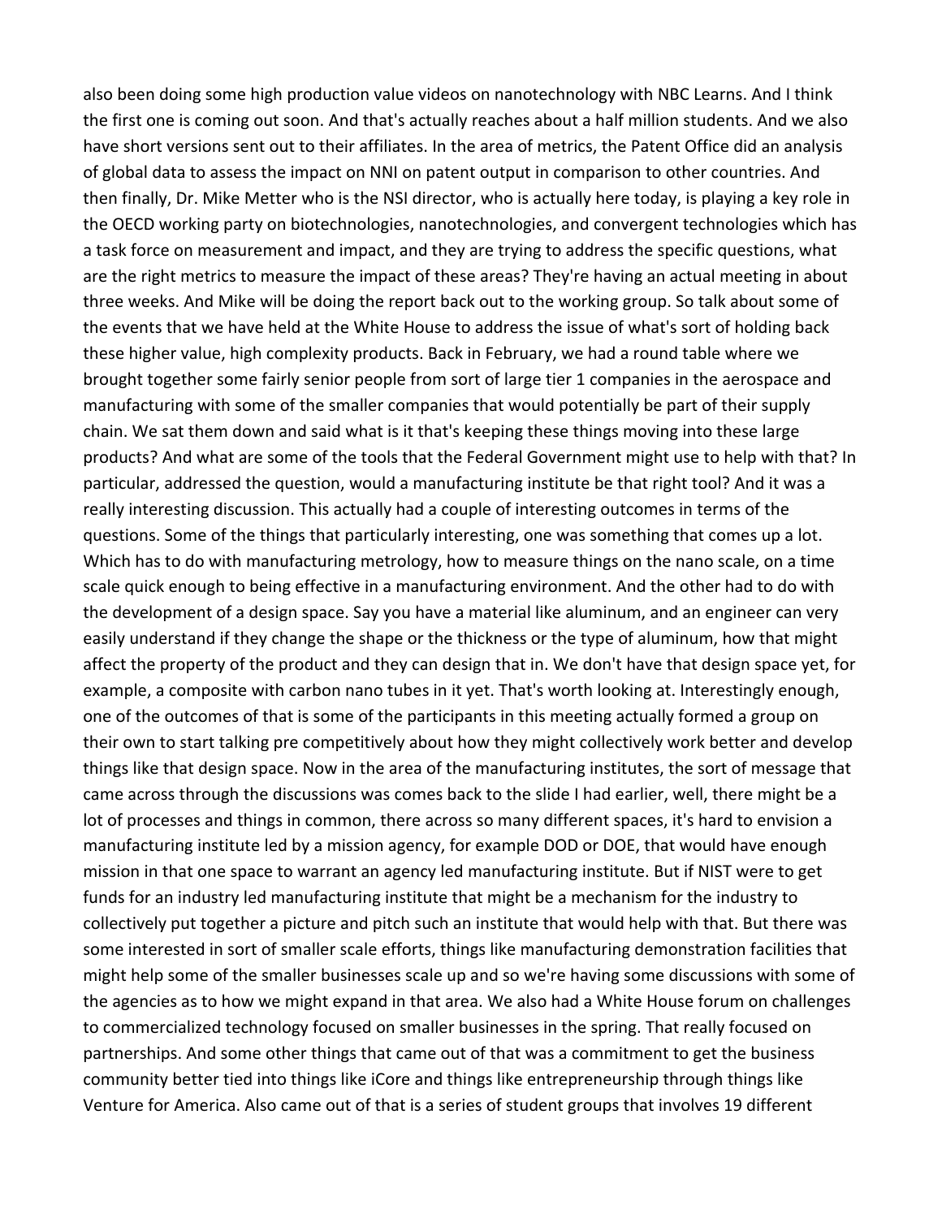also been doing some high production value videos on nanotechnology with NBC Learns. And I think the first one is coming out soon. And that's actually reaches about a half million students. And we also have short versions sent out to their affiliates. In the area of metrics, the Patent Office did an analysis of global data to assess the impact on NNI on patent output in comparison to other countries. And then finally, Dr. Mike Metter who is the NSI director, who is actually here today, is playing a key role in the OECD working party on biotechnologies, nanotechnologies, and convergent technologies which has a task force on measurement and impact, and they are trying to address the specific questions, what are the right metrics to measure the impact of these areas? They're having an actual meeting in about three weeks. And Mike will be doing the report back out to the working group. So talk about some of the events that we have held at the White House to address the issue of what's sort of holding back these higher value, high complexity products. Back in February, we had a round table where we brought together some fairly senior people from sort of large tier 1 companies in the aerospace and manufacturing with some of the smaller companies that would potentially be part of their supply chain. We sat them down and said what is it that's keeping these things moving into these large products? And what are some of the tools that the Federal Government might use to help with that? In particular, addressed the question, would a manufacturing institute be that right tool? And it was a really interesting discussion. This actually had a couple of interesting outcomes in terms of the questions. Some of the things that particularly interesting, one was something that comes up a lot. Which has to do with manufacturing metrology, how to measure things on the nano scale, on a time scale quick enough to being effective in a manufacturing environment. And the other had to do with the development of a design space. Say you have a material like aluminum, and an engineer can very easily understand if they change the shape or the thickness or the type of aluminum, how that might affect the property of the product and they can design that in. We don't have that design space yet, for example, a composite with carbon nano tubes in it yet. That's worth looking at. Interestingly enough, one of the outcomes of that is some of the participants in this meeting actually formed a group on their own to start talking pre competitively about how they might collectively work better and develop things like that design space. Now in the area of the manufacturing institutes, the sort of message that came across through the discussions was comes back to the slide I had earlier, well, there might be a lot of processes and things in common, there across so many different spaces, it's hard to envision a manufacturing institute led by a mission agency, for example DOD or DOE, that would have enough mission in that one space to warrant an agency led manufacturing institute. But if NIST were to get funds for an industry led manufacturing institute that might be a mechanism for the industry to collectively put together a picture and pitch such an institute that would help with that. But there was some interested in sort of smaller scale efforts, things like manufacturing demonstration facilities that might help some of the smaller businesses scale up and so we're having some discussions with some of the agencies as to how we might expand in that area. We also had a White House forum on challenges to commercialized technology focused on smaller businesses in the spring. That really focused on partnerships. And some other things that came out of that was a commitment to get the business community better tied into things like iCore and things like entrepreneurship through things like Venture for America. Also came out of that is a series of student groups that involves 19 different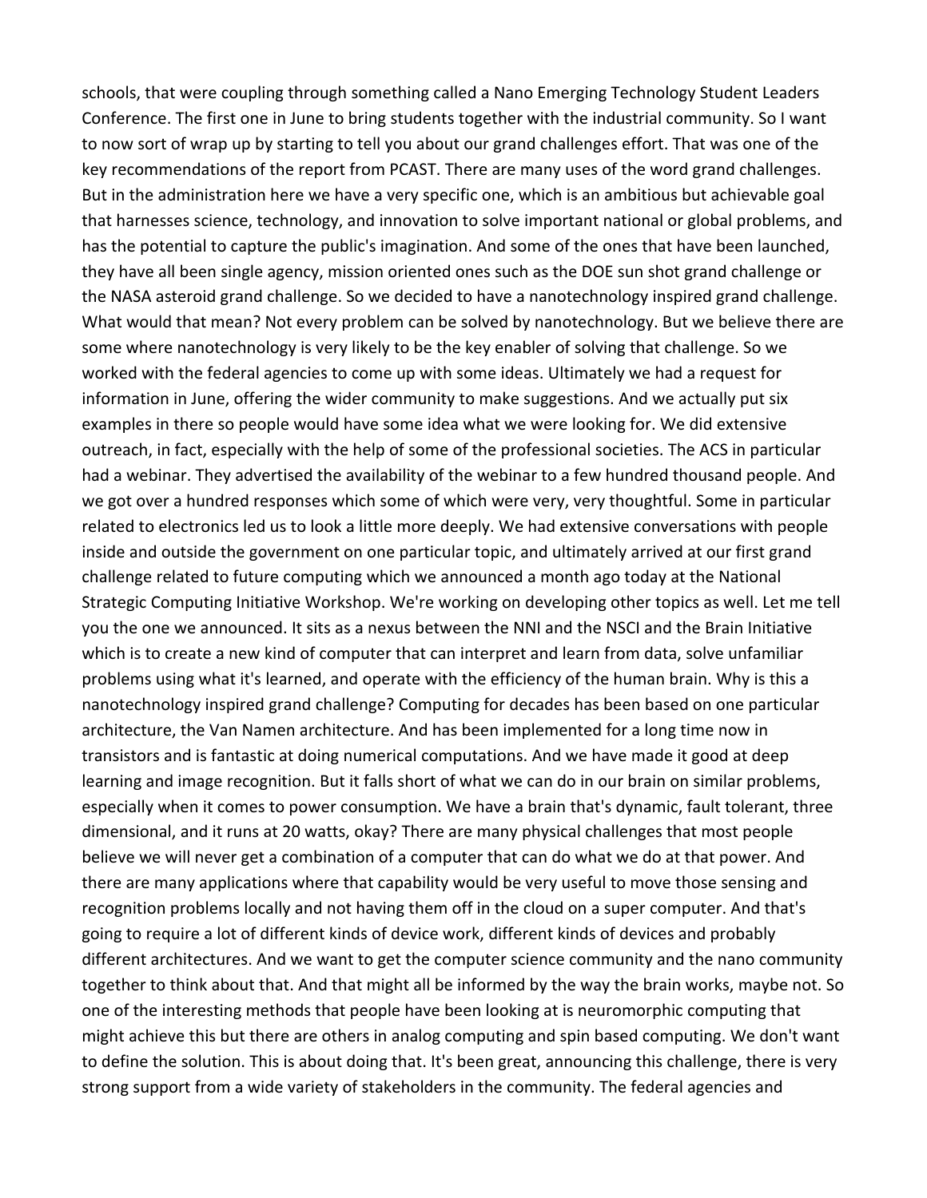schools, that were coupling through something called a Nano Emerging Technology Student Leaders Conference. The first one in June to bring students together with the industrial community. So I want to now sort of wrap up by starting to tell you about our grand challenges effort. That was one of the key recommendations of the report from PCAST. There are many uses of the word grand challenges. But in the administration here we have a very specific one, which is an ambitious but achievable goal that harnesses science, technology, and innovation to solve important national or global problems, and has the potential to capture the public's imagination. And some of the ones that have been launched, they have all been single agency, mission oriented ones such as the DOE sun shot grand challenge or the NASA asteroid grand challenge. So we decided to have a nanotechnology inspired grand challenge. What would that mean? Not every problem can be solved by nanotechnology. But we believe there are some where nanotechnology is very likely to be the key enabler of solving that challenge. So we worked with the federal agencies to come up with some ideas. Ultimately we had a request for information in June, offering the wider community to make suggestions. And we actually put six examples in there so people would have some idea what we were looking for. We did extensive outreach, in fact, especially with the help of some of the professional societies. The ACS in particular had a webinar. They advertised the availability of the webinar to a few hundred thousand people. And we got over a hundred responses which some of which were very, very thoughtful. Some in particular related to electronics led us to look a little more deeply. We had extensive conversations with people inside and outside the government on one particular topic, and ultimately arrived at our first grand challenge related to future computing which we announced a month ago today at the National Strategic Computing Initiative Workshop. We're working on developing other topics as well. Let me tell you the one we announced. It sits as a nexus between the NNI and the NSCI and the Brain Initiative which is to create a new kind of computer that can interpret and learn from data, solve unfamiliar problems using what it's learned, and operate with the efficiency of the human brain. Why is this a nanotechnology inspired grand challenge? Computing for decades has been based on one particular architecture, the Van Namen architecture. And has been implemented for a long time now in transistors and is fantastic at doing numerical computations. And we have made it good at deep learning and image recognition. But it falls short of what we can do in our brain on similar problems, especially when it comes to power consumption. We have a brain that's dynamic, fault tolerant, three dimensional, and it runs at 20 watts, okay? There are many physical challenges that most people believe we will never get a combination of a computer that can do what we do at that power. And there are many applications where that capability would be very useful to move those sensing and recognition problems locally and not having them off in the cloud on a super computer. And that's going to require a lot of different kinds of device work, different kinds of devices and probably different architectures. And we want to get the computer science community and the nano community together to think about that. And that might all be informed by the way the brain works, maybe not. So one of the interesting methods that people have been looking at is neuromorphic computing that might achieve this but there are others in analog computing and spin based computing. We don't want to define the solution. This is about doing that. It's been great, announcing this challenge, there is very strong support from a wide variety of stakeholders in the community. The federal agencies and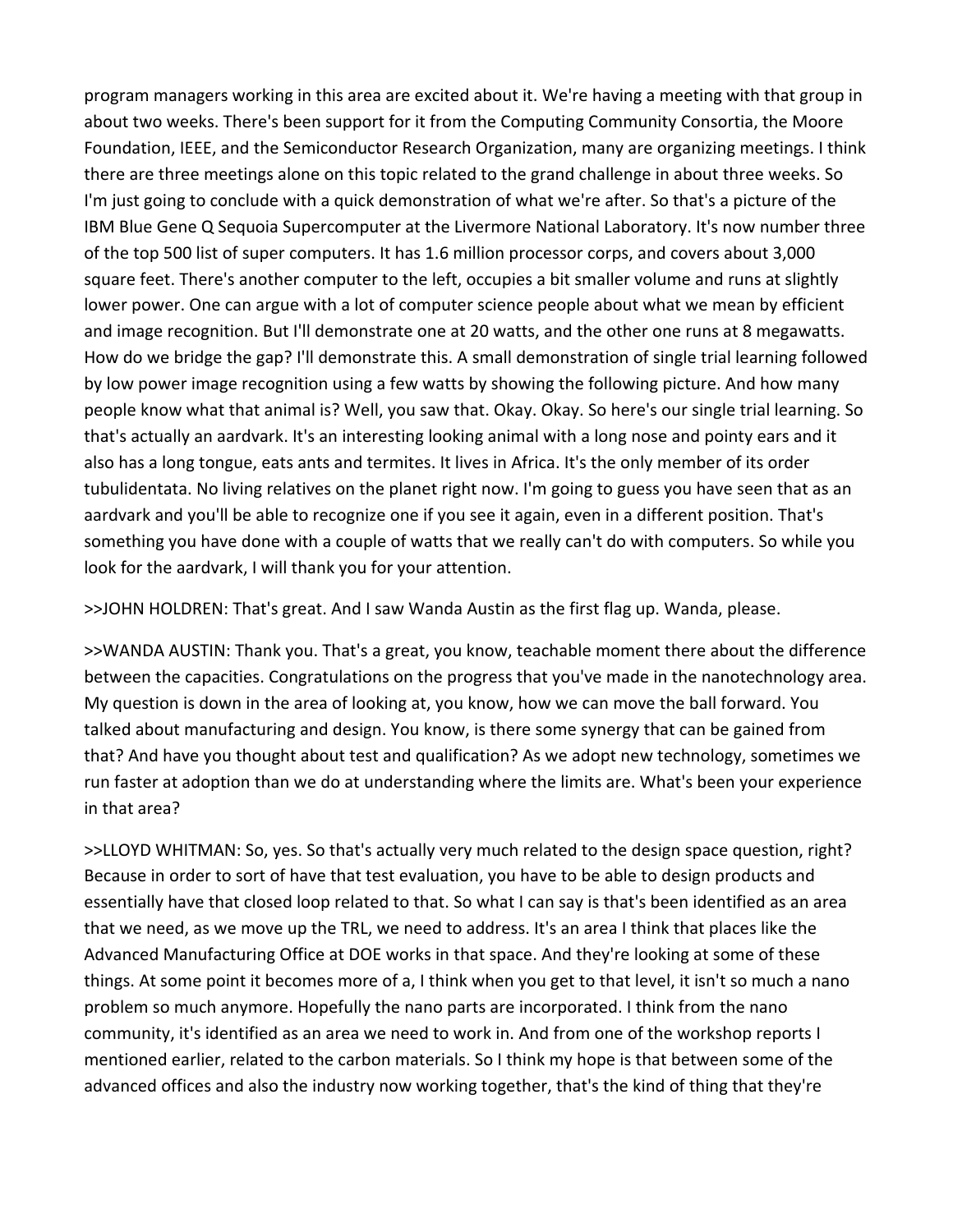program managers working in this area are excited about it. We're having a meeting with that group in about two weeks. There's been support for it from the Computing Community Consortia, the Moore Foundation, IEEE, and the Semiconductor Research Organization, many are organizing meetings. I think there are three meetings alone on this topic related to the grand challenge in about three weeks. So I'm just going to conclude with a quick demonstration of what we're after. So that's a picture of the IBM Blue Gene Q Sequoia Supercomputer at the Livermore National Laboratory. It's now number three of the top 500 list of super computers. It has 1.6 million processor corps, and covers about 3,000 square feet. There's another computer to the left, occupies a bit smaller volume and runs at slightly lower power. One can argue with a lot of computer science people about what we mean by efficient and image recognition. But I'll demonstrate one at 20 watts, and the other one runs at 8 megawatts. How do we bridge the gap? I'll demonstrate this. A small demonstration of single trial learning followed by low power image recognition using a few watts by showing the following picture. And how many people know what that animal is? Well, you saw that. Okay. Okay. So here's our single trial learning. So that's actually an aardvark. It's an interesting looking animal with a long nose and pointy ears and it also has a long tongue, eats ants and termites. It lives in Africa. It's the only member of its order tubulidentata. No living relatives on the planet right now. I'm going to guess you have seen that as an aardvark and you'll be able to recognize one if you see it again, even in a different position. That's something you have done with a couple of watts that we really can't do with computers. So while you look for the aardvark, I will thank you for your attention.

>>JOHN HOLDREN: That's great. And I saw Wanda Austin as the first flag up. Wanda, please.

>>WANDA AUSTIN: Thank you. That's a great, you know, teachable moment there about the difference between the capacities. Congratulations on the progress that you've made in the nanotechnology area. My question is down in the area of looking at, you know, how we can move the ball forward. You talked about manufacturing and design. You know, is there some synergy that can be gained from that? And have you thought about test and qualification? As we adopt new technology, sometimes we run faster at adoption than we do at understanding where the limits are. What's been your experience in that area?

>>LLOYD WHITMAN: So, yes. So that's actually very much related to the design space question, right? Because in order to sort of have that test evaluation, you have to be able to design products and essentially have that closed loop related to that. So what I can say is that's been identified as an area that we need, as we move up the TRL, we need to address. It's an area I think that places like the Advanced Manufacturing Office at DOE works in that space. And they're looking at some of these things. At some point it becomes more of a, I think when you get to that level, it isn't so much a nano problem so much anymore. Hopefully the nano parts are incorporated. I think from the nano community, it's identified as an area we need to work in. And from one of the workshop reports I mentioned earlier, related to the carbon materials. So I think my hope is that between some of the advanced offices and also the industry now working together, that's the kind of thing that they're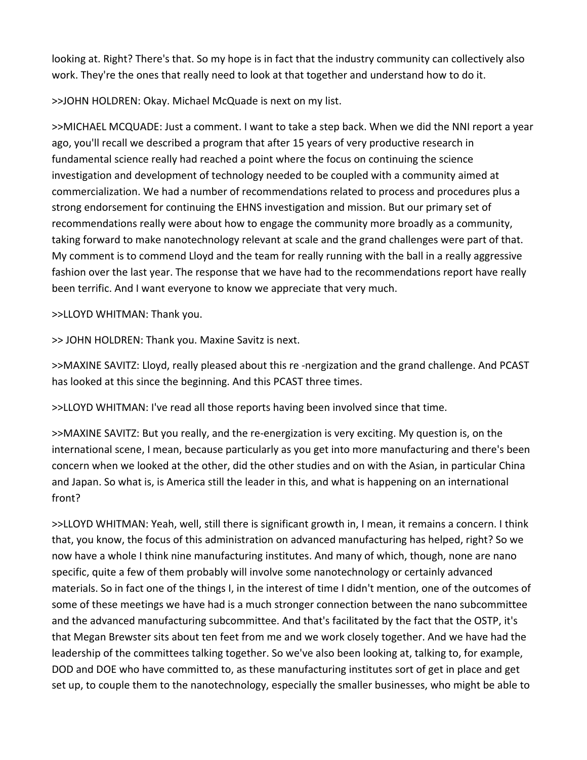looking at. Right? There's that. So my hope is in fact that the industry community can collectively also work. They're the ones that really need to look at that together and understand how to do it.

>>JOHN HOLDREN: Okay. Michael McQuade is next on my list.

>>MICHAEL MCQUADE: Just a comment. I want to take a step back. When we did the NNI report a year ago, you'll recall we described a program that after 15 years of very productive research in fundamental science really had reached a point where the focus on continuing the science investigation and development of technology needed to be coupled with a community aimed at commercialization. We had a number of recommendations related to process and procedures plus a strong endorsement for continuing the EHNS investigation and mission. But our primary set of recommendations really were about how to engage the community more broadly as a community, taking forward to make nanotechnology relevant at scale and the grand challenges were part of that. My comment is to commend Lloyd and the team for really running with the ball in a really aggressive fashion over the last year. The response that we have had to the recommendations report have really been terrific. And I want everyone to know we appreciate that very much.

>>LLOYD WHITMAN: Thank you.

>> JOHN HOLDREN: Thank you. Maxine Savitz is next.

>>MAXINE SAVITZ: Lloyd, really pleased about this re -nergization and the grand challenge. And PCAST has looked at this since the beginning. And this PCAST three times.

>>LLOYD WHITMAN: I've read all those reports having been involved since that time.

>>MAXINE SAVITZ: But you really, and the re-energization is very exciting. My question is, on the international scene, I mean, because particularly as you get into more manufacturing and there's been concern when we looked at the other, did the other studies and on with the Asian, in particular China and Japan. So what is, is America still the leader in this, and what is happening on an international front?

>>LLOYD WHITMAN: Yeah, well, still there is significant growth in, I mean, it remains a concern. I think that, you know, the focus of this administration on advanced manufacturing has helped, right? So we now have a whole I think nine manufacturing institutes. And many of which, though, none are nano specific, quite a few of them probably will involve some nanotechnology or certainly advanced materials. So in fact one of the things I, in the interest of time I didn't mention, one of the outcomes of some of these meetings we have had is a much stronger connection between the nano subcommittee and the advanced manufacturing subcommittee. And that's facilitated by the fact that the OSTP, it's that Megan Brewster sits about ten feet from me and we work closely together. And we have had the leadership of the committees talking together. So we've also been looking at, talking to, for example, DOD and DOE who have committed to, as these manufacturing institutes sort of get in place and get set up, to couple them to the nanotechnology, especially the smaller businesses, who might be able to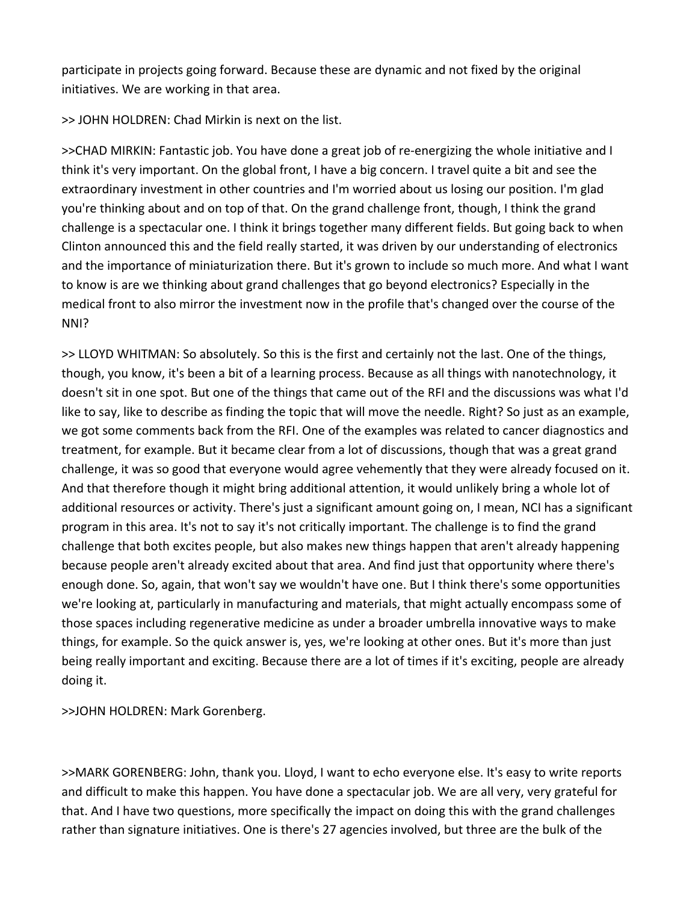participate in projects going forward. Because these are dynamic and not fixed by the original initiatives. We are working in that area.

>> JOHN HOLDREN: Chad Mirkin is next on the list.

>>CHAD MIRKIN: Fantastic job. You have done a great job of re-energizing the whole initiative and I think it's very important. On the global front, I have a big concern. I travel quite a bit and see the extraordinary investment in other countries and I'm worried about us losing our position. I'm glad you're thinking about and on top of that. On the grand challenge front, though, I think the grand challenge is a spectacular one. I think it brings together many different fields. But going back to when Clinton announced this and the field really started, it was driven by our understanding of electronics and the importance of miniaturization there. But it's grown to include so much more. And what I want to know is are we thinking about grand challenges that go beyond electronics? Especially in the medical front to also mirror the investment now in the profile that's changed over the course of the NNI?

>> LLOYD WHITMAN: So absolutely. So this is the first and certainly not the last. One of the things, though, you know, it's been a bit of a learning process. Because as all things with nanotechnology, it doesn't sit in one spot. But one of the things that came out of the RFI and the discussions was what I'd like to say, like to describe as finding the topic that will move the needle. Right? So just as an example, we got some comments back from the RFI. One of the examples was related to cancer diagnostics and treatment, for example. But it became clear from a lot of discussions, though that was a great grand challenge, it was so good that everyone would agree vehemently that they were already focused on it. And that therefore though it might bring additional attention, it would unlikely bring a whole lot of additional resources or activity. There's just a significant amount going on, I mean, NCI has a significant program in this area. It's not to say it's not critically important. The challenge is to find the grand challenge that both excites people, but also makes new things happen that aren't already happening because people aren't already excited about that area. And find just that opportunity where there's enough done. So, again, that won't say we wouldn't have one. But I think there's some opportunities we're looking at, particularly in manufacturing and materials, that might actually encompass some of those spaces including regenerative medicine as under a broader umbrella innovative ways to make things, for example. So the quick answer is, yes, we're looking at other ones. But it's more than just being really important and exciting. Because there are a lot of times if it's exciting, people are already doing it.

>>JOHN HOLDREN: Mark Gorenberg.

>>MARK GORENBERG: John, thank you. Lloyd, I want to echo everyone else. It's easy to write reports and difficult to make this happen. You have done a spectacular job. We are all very, very grateful for that. And I have two questions, more specifically the impact on doing this with the grand challenges rather than signature initiatives. One is there's 27 agencies involved, but three are the bulk of the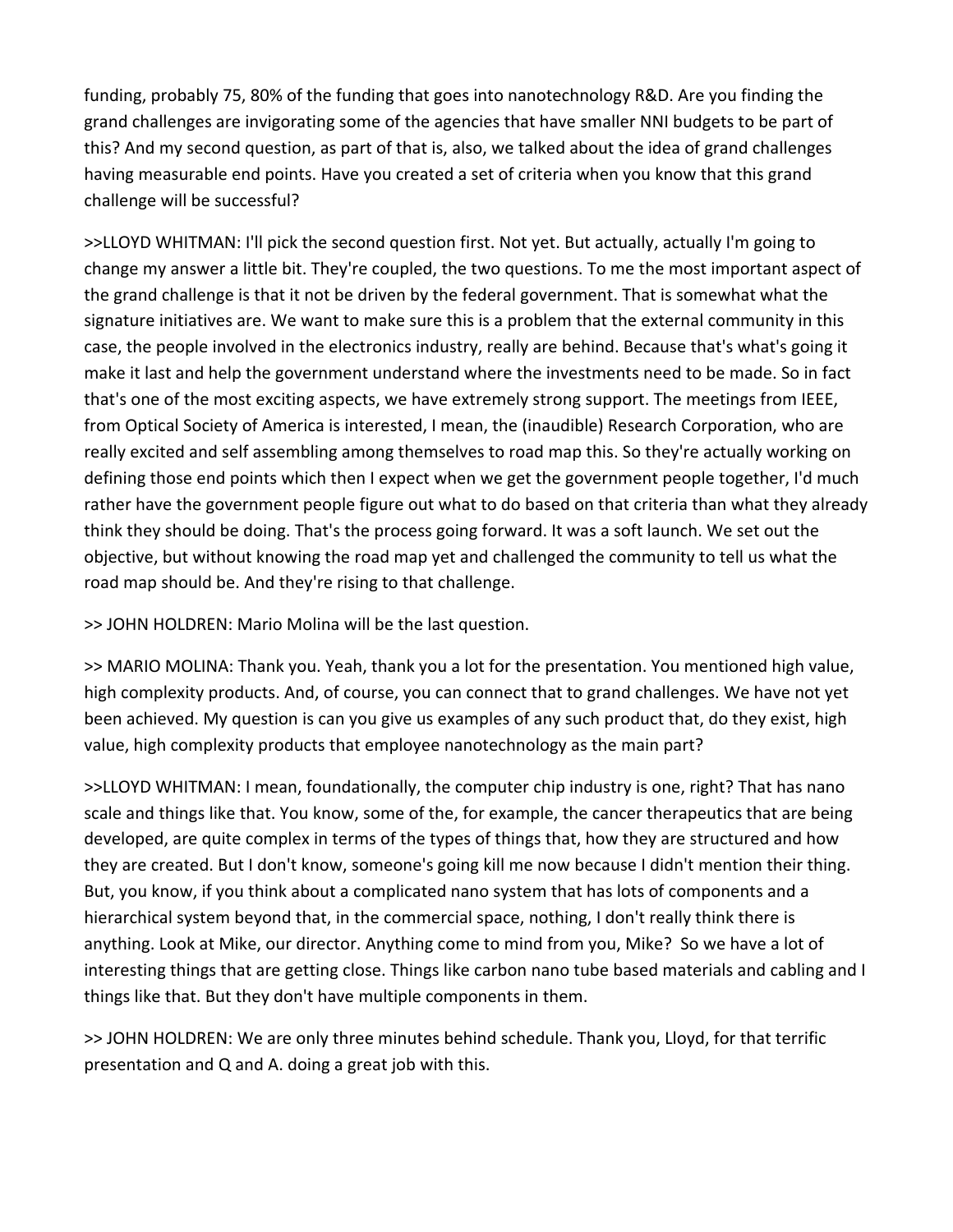funding, probably 75, 80% of the funding that goes into nanotechnology R&D. Are you finding the grand challenges are invigorating some of the agencies that have smaller NNI budgets to be part of this? And my second question, as part of that is, also, we talked about the idea of grand challenges having measurable end points. Have you created a set of criteria when you know that this grand challenge will be successful?

>>LLOYD WHITMAN: I'll pick the second question first. Not yet. But actually, actually I'm going to change my answer a little bit. They're coupled, the two questions. To me the most important aspect of the grand challenge is that it not be driven by the federal government. That is somewhat what the signature initiatives are. We want to make sure this is a problem that the external community in this case, the people involved in the electronics industry, really are behind. Because that's what's going it make it last and help the government understand where the investments need to be made. So in fact that's one of the most exciting aspects, we have extremely strong support. The meetings from IEEE, from Optical Society of America is interested, I mean, the (inaudible) Research Corporation, who are really excited and self assembling among themselves to road map this. So they're actually working on defining those end points which then I expect when we get the government people together, I'd much rather have the government people figure out what to do based on that criteria than what they already think they should be doing. That's the process going forward. It was a soft launch. We set out the objective, but without knowing the road map yet and challenged the community to tell us what the road map should be. And they're rising to that challenge.

>> JOHN HOLDREN: Mario Molina will be the last question.

>> MARIO MOLINA: Thank you. Yeah, thank you a lot for the presentation. You mentioned high value, high complexity products. And, of course, you can connect that to grand challenges. We have not yet been achieved. My question is can you give us examples of any such product that, do they exist, high value, high complexity products that employee nanotechnology as the main part?

>>LLOYD WHITMAN: I mean, foundationally, the computer chip industry is one, right? That has nano scale and things like that. You know, some of the, for example, the cancer therapeutics that are being developed, are quite complex in terms of the types of things that, how they are structured and how they are created. But I don't know, someone's going kill me now because I didn't mention their thing. But, you know, if you think about a complicated nano system that has lots of components and a hierarchical system beyond that, in the commercial space, nothing, I don't really think there is anything. Look at Mike, our director. Anything come to mind from you, Mike? So we have a lot of interesting things that are getting close. Things like carbon nano tube based materials and cabling and I things like that. But they don't have multiple components in them.

>> JOHN HOLDREN: We are only three minutes behind schedule. Thank you, Lloyd, for that terrific presentation and Q and A. doing a great job with this.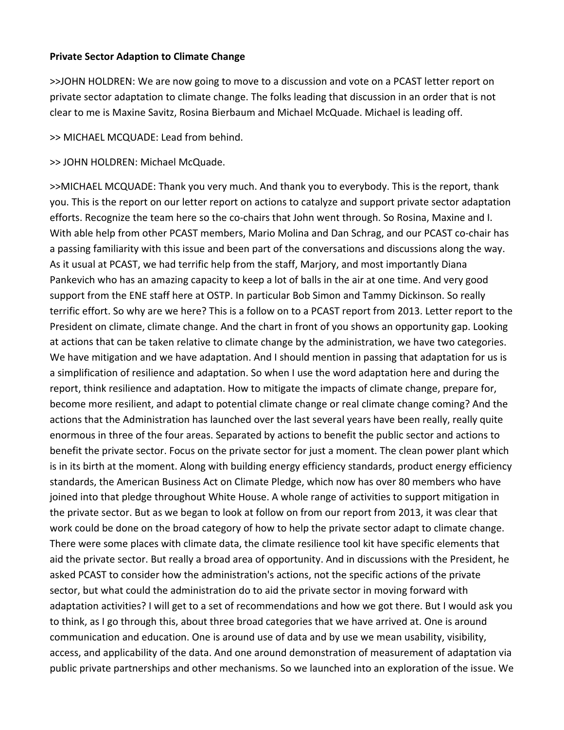**Private Sector Adaption to Climate Change**

>>JOHN HOLDREN: We are now going to move to a discussion and vote on a PCAST letter report on private sector adaptation to climate change. The folks leading that discussion in an order that is not clear to me is Maxine Savitz, Rosina Bierbaum and Michael McQuade. Michael is leading off.

>> MICHAEL MCQUADE: Lead from behind.

>> JOHN HOLDREN: Michael McQuade.

>>MICHAEL MCQUADE: Thank you very much. And thank you to everybody. This is the report, thank you. This is the report on our letter report on actions to catalyze and support private sector adaptation efforts. Recognize the team here so the co-chairs that John went through. So Rosina, Maxine and I. With able help from other PCAST members, Mario Molina and Dan Schrag, and our PCAST co-chair has a passing familiarity with this issue and been part of the conversations and discussions along the way. As it usual at PCAST, we had terrific help from the staff, Marjory, and most importantly Diana Pankevich who has an amazing capacity to keep a lot of balls in the air at one time. And very good support from the ENE staff here at OSTP. In particular Bob Simon and Tammy Dickinson. So really terrific effort. So why are we here? This is a follow on to a PCAST report from 2013. Letter report to the President on climate, climate change. And the chart in front of you shows an opportunity gap. Looking at actions that can be taken relative to climate change by the administration, we have two categories. We have mitigation and we have adaptation. And I should mention in passing that adaptation for us is a simplification of resilience and adaptation. So when I use the word adaptation here and during the report, think resilience and adaptation. How to mitigate the impacts of climate change, prepare for, become more resilient, and adapt to potential climate change or real climate change coming? And the actions that the Administration has launched over the last several years have been really, really quite enormous in three of the four areas. Separated by actions to benefit the public sector and actions to benefit the private sector. Focus on the private sector for just a moment. The clean power plant which is in its birth at the moment. Along with building energy efficiency standards, product energy efficiency standards, the American Business Act on Climate Pledge, which now has over 80 members who have joined into that pledge throughout White House. A whole range of activities to support mitigation in the private sector. But as we began to look at follow on from our report from 2013, it was clear that work could be done on the broad category of how to help the private sector adapt to climate change. There were some places with climate data, the climate resilience tool kit have specific elements that aid the private sector. But really a broad area of opportunity. And in discussions with the President, he asked PCAST to consider how the administration's actions, not the specific actions of the private sector, but what could the administration do to aid the private sector in moving forward with adaptation activities? I will get to a set of recommendations and how we got there. But I would ask you to think, as I go through this, about three broad categories that we have arrived at. One is around communication and education. One is around use of data and by use we mean usability, visibility, access, and applicability of the data. And one around demonstration of measurement of adaptation via public private partnerships and other mechanisms. So we launched into an exploration of the issue. We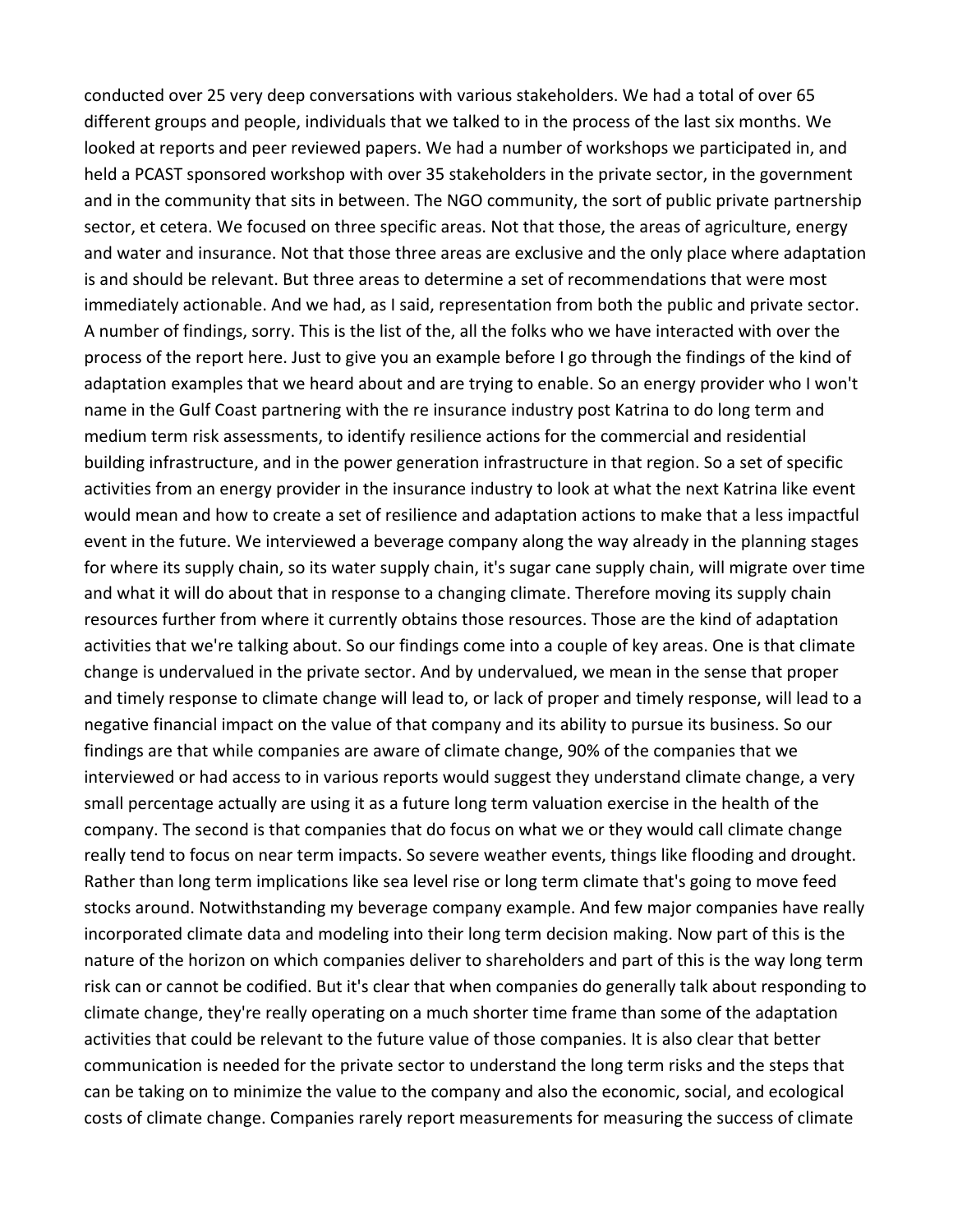conducted over 25 very deep conversations with various stakeholders. We had a total of over 65 different groups and people, individuals that we talked to in the process of the last six months. We looked at reports and peer reviewed papers. We had a number of workshops we participated in, and held a PCAST sponsored workshop with over 35 stakeholders in the private sector, in the government and in the community that sits in between. The NGO community, the sort of public private partnership sector, et cetera. We focused on three specific areas. Not that those, the areas of agriculture, energy and water and insurance. Not that those three areas are exclusive and the only place where adaptation is and should be relevant. But three areas to determine a set of recommendations that were most immediately actionable. And we had, as I said, representation from both the public and private sector. A number of findings, sorry. This is the list of the, all the folks who we have interacted with over the process of the report here. Just to give you an example before I go through the findings of the kind of adaptation examples that we heard about and are trying to enable. So an energy provider who I won't name in the Gulf Coast partnering with the re insurance industry post Katrina to do long term and medium term risk assessments, to identify resilience actions for the commercial and residential building infrastructure, and in the power generation infrastructure in that region. So a set of specific activities from an energy provider in the insurance industry to look at what the next Katrina like event would mean and how to create a set of resilience and adaptation actions to make that a less impactful event in the future. We interviewed a beverage company along the way already in the planning stages for where its supply chain, so its water supply chain, it's sugar cane supply chain, will migrate over time and what it will do about that in response to a changing climate. Therefore moving its supply chain resources further from where it currently obtains those resources. Those are the kind of adaptation activities that we're talking about. So our findings come into a couple of key areas. One is that climate change is undervalued in the private sector. And by undervalued, we mean in the sense that proper and timely response to climate change will lead to, or lack of proper and timely response, will lead to a negative financial impact on the value of that company and its ability to pursue its business. So our findings are that while companies are aware of climate change, 90% of the companies that we interviewed or had access to in various reports would suggest they understand climate change, a very small percentage actually are using it as a future long term valuation exercise in the health of the company. The second is that companies that do focus on what we or they would call climate change really tend to focus on near term impacts. So severe weather events, things like flooding and drought. Rather than long term implications like sea level rise or long term climate that's going to move feed stocks around. Notwithstanding my beverage company example. And few major companies have really incorporated climate data and modeling into their long term decision making. Now part of this is the nature of the horizon on which companies deliver to shareholders and part of this is the way long term risk can or cannot be codified. But it's clear that when companies do generally talk about responding to climate change, they're really operating on a much shorter time frame than some of the adaptation activities that could be relevant to the future value of those companies. It is also clear that better communication is needed for the private sector to understand the long term risks and the steps that can be taking on to minimize the value to the company and also the economic, social, and ecological costs of climate change. Companies rarely report measurements for measuring the success of climate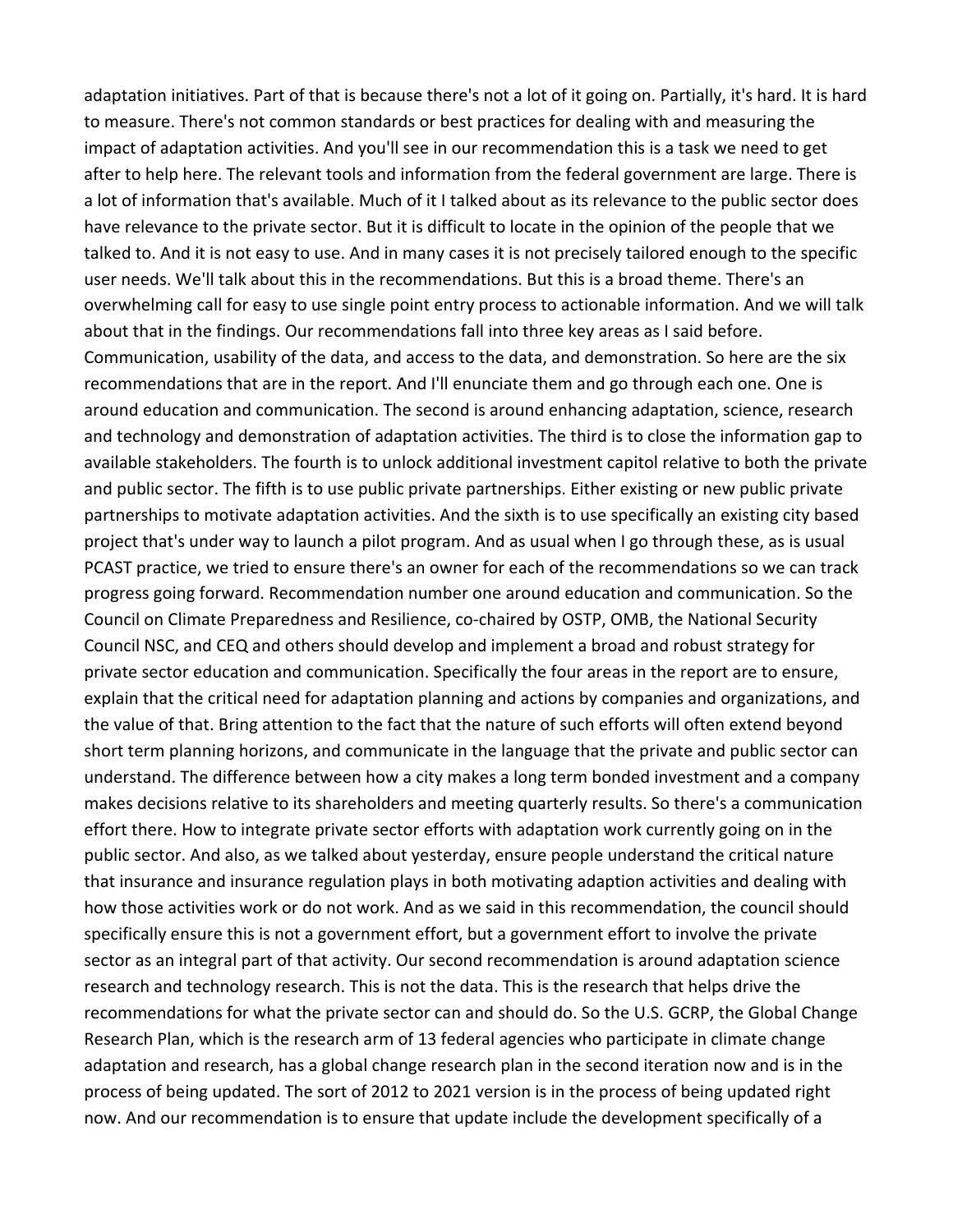adaptation initiatives. Part of that is because there's not a lot of it going on. Partially, it's hard. It is hard to measure. There's not common standards or best practices for dealing with and measuring the impact of adaptation activities. And you'll see in our recommendation this is a task we need to get after to help here. The relevant tools and information from the federal government are large. There is a lot of information that's available. Much of it I talked about as its relevance to the public sector does have relevance to the private sector. But it is difficult to locate in the opinion of the people that we talked to. And it is not easy to use. And in many cases it is not precisely tailored enough to the specific user needs. We'll talk about this in the recommendations. But this is a broad theme. There's an overwhelming call for easy to use single point entry process to actionable information. And we will talk about that in the findings. Our recommendations fall into three key areas as I said before. Communication, usability of the data, and access to the data, and demonstration. So here are the six recommendations that are in the report. And I'll enunciate them and go through each one. One is around education and communication. The second is around enhancing adaptation, science, research and technology and demonstration of adaptation activities. The third is to close the information gap to available stakeholders. The fourth is to unlock additional investment capitol relative to both the private and public sector. The fifth is to use public private partnerships. Either existing or new public private partnerships to motivate adaptation activities. And the sixth is to use specifically an existing city based project that's under way to launch a pilot program. And as usual when I go through these, as is usual PCAST practice, we tried to ensure there's an owner for each of the recommendations so we can track progress going forward. Recommendation number one around education and communication. So the Council on Climate Preparedness and Resilience, co-chaired by OSTP, OMB, the National Security Council NSC, and CEQ and others should develop and implement a broad and robust strategy for private sector education and communication. Specifically the four areas in the report are to ensure, explain that the critical need for adaptation planning and actions by companies and organizations, and the value of that. Bring attention to the fact that the nature of such efforts will often extend beyond short term planning horizons, and communicate in the language that the private and public sector can understand. The difference between how a city makes a long term bonded investment and a company makes decisions relative to its shareholders and meeting quarterly results. So there's a communication effort there. How to integrate private sector efforts with adaptation work currently going on in the public sector. And also, as we talked about yesterday, ensure people understand the critical nature that insurance and insurance regulation plays in both motivating adaption activities and dealing with how those activities work or do not work. And as we said in this recommendation, the council should specifically ensure this is not a government effort, but a government effort to involve the private sector as an integral part of that activity. Our second recommendation is around adaptation science research and technology research. This is not the data. This is the research that helps drive the recommendations for what the private sector can and should do. So the U.S. GCRP, the Global Change Research Plan, which is the research arm of 13 federal agencies who participate in climate change adaptation and research, has a global change research plan in the second iteration now and is in the process of being updated. The sort of 2012 to 2021 version is in the process of being updated right now. And our recommendation is to ensure that update include the development specifically of a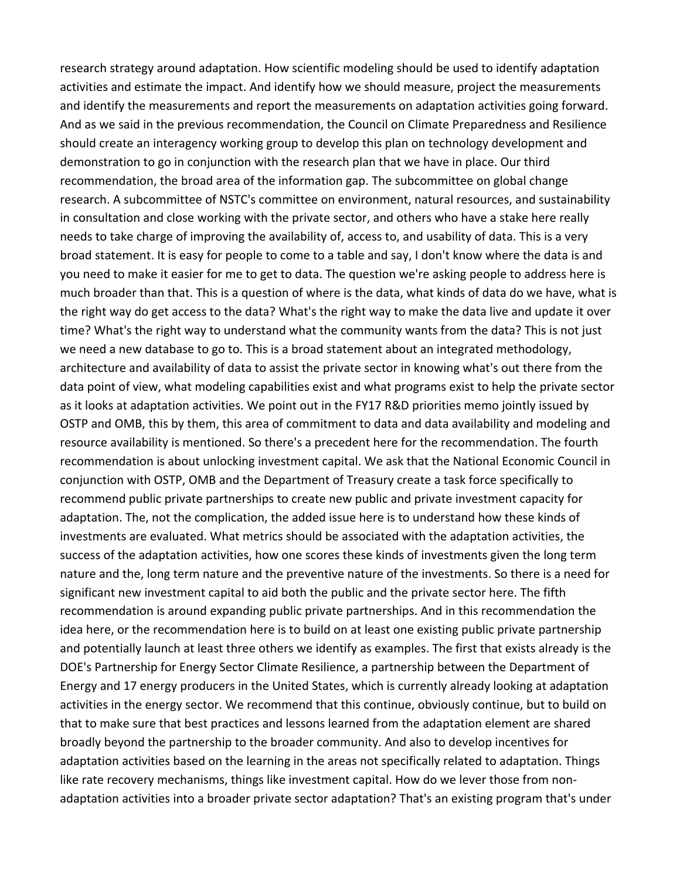research strategy around adaptation. How scientific modeling should be used to identify adaptation activities and estimate the impact. And identify how we should measure, project the measurements and identify the measurements and report the measurements on adaptation activities going forward. And as we said in the previous recommendation, the Council on Climate Preparedness and Resilience should create an interagency working group to develop this plan on technology development and demonstration to go in conjunction with the research plan that we have in place. Our third recommendation, the broad area of the information gap. The subcommittee on global change research. A subcommittee of NSTC's committee on environment, natural resources, and sustainability in consultation and close working with the private sector, and others who have a stake here really needs to take charge of improving the availability of, access to, and usability of data. This is a very broad statement. It is easy for people to come to a table and say, I don't know where the data is and you need to make it easier for me to get to data. The question we're asking people to address here is much broader than that. This is a question of where is the data, what kinds of data do we have, what is the right way do get access to the data? What's the right way to make the data live and update it over time? What's the right way to understand what the community wants from the data? This is not just we need a new database to go to. This is a broad statement about an integrated methodology, architecture and availability of data to assist the private sector in knowing what's out there from the data point of view, what modeling capabilities exist and what programs exist to help the private sector as it looks at adaptation activities. We point out in the FY17 R&D priorities memo jointly issued by OSTP and OMB, this by them, this area of commitment to data and data availability and modeling and resource availability is mentioned. So there's a precedent here for the recommendation. The fourth recommendation is about unlocking investment capital. We ask that the National Economic Council in conjunction with OSTP, OMB and the Department of Treasury create a task force specifically to recommend public private partnerships to create new public and private investment capacity for adaptation. The, not the complication, the added issue here is to understand how these kinds of investments are evaluated. What metrics should be associated with the adaptation activities, the success of the adaptation activities, how one scores these kinds of investments given the long term nature and the, long term nature and the preventive nature of the investments. So there is a need for significant new investment capital to aid both the public and the private sector here. The fifth recommendation is around expanding public private partnerships. And in this recommendation the idea here, or the recommendation here is to build on at least one existing public private partnership and potentially launch at least three others we identify as examples. The first that exists already is the DOE's Partnership for Energy Sector Climate Resilience, a partnership between the Department of Energy and 17 energy producers in the United States, which is currently already looking at adaptation activities in the energy sector. We recommend that this continue, obviously continue, but to build on that to make sure that best practices and lessons learned from the adaptation element are shared broadly beyond the partnership to the broader community. And also to develop incentives for adaptation activities based on the learning in the areas not specifically related to adaptation. Things like rate recovery mechanisms, things like investment capital. How do we lever those from non-adaptation activities into a broader private sector adaptation? That's an existing program that's under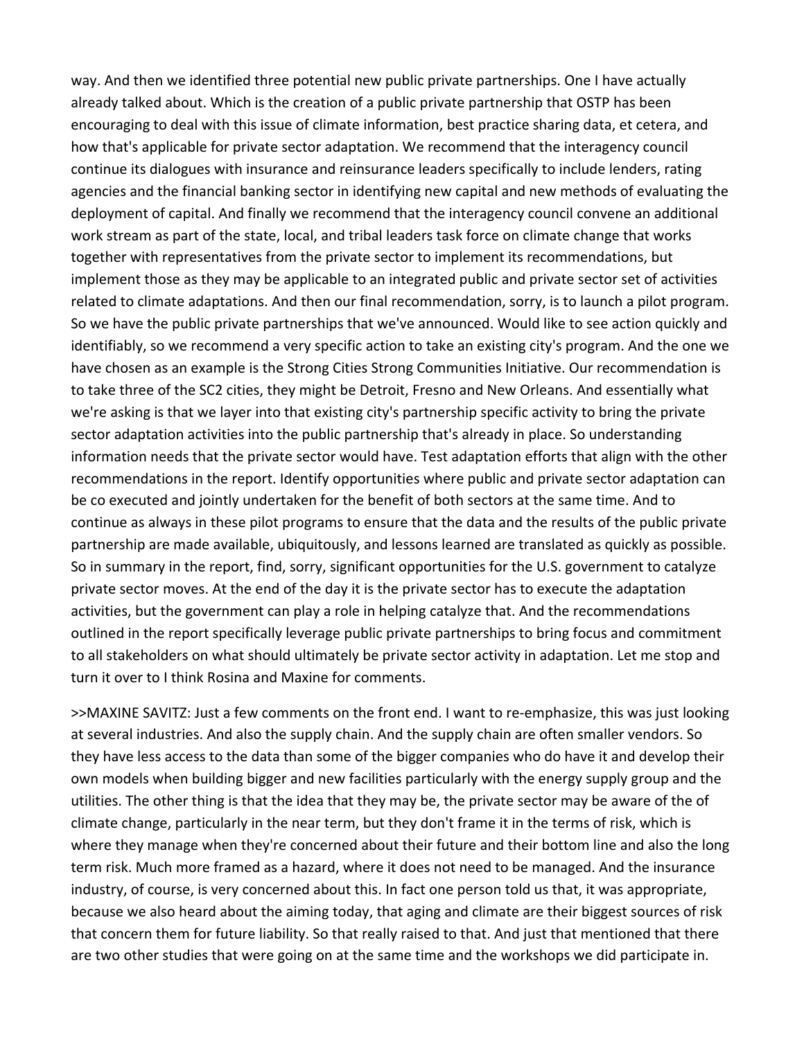way. And then we identified three potential new public private partnerships. One I have actually already talked about. Which is the creation of a public private partnership that OSTP has been encouraging to deal with this issue of climate information, best practice sharing data, et cetera, and how that's applicable for private sector adaptation. We recommend that the interagency council continue its dialogues with insurance and reinsurance leaders specifically to include lenders, rating agencies and the financial banking sector in identifying new capital and new methods of evaluating the deployment of capital. And finally we recommend that the interagency council convene an additional work stream as part of the state, local, and tribal leaders task force on climate change that works together with representatives from the private sector to implement its recommendations, but implement those as they may be applicable to an integrated public and private sector set of activities related to climate adaptations. And then our final recommendation, sorry, is to launch a pilot program. So we have the public private partnerships that we've announced. Would like to see action quickly and identifiably, so we recommend a very specific action to take an existing city's program. And the one we have chosen as an example is the Strong Cities Strong Communities Initiative. Our recommendation is to take three of the SC2 cities, they might be Detroit, Fresno and New Orleans. And essentially what we're asking is that we layer into that existing city's partnership specific activity to bring the private sector adaptation activities into the public partnership that's already in place. So understanding information needs that the private sector would have. Test adaptation efforts that align with the other recommendations in the report. Identify opportunities where public and private sector adaptation can be co executed and jointly undertaken for the benefit of both sectors at the same time. And to continue as always in these pilot programs to ensure that the data and the results of the public private partnership are made available, ubiquitously, and lessons learned are translated as quickly as possible. So in summary in the report, find, sorry, significant opportunities for the U.S. government to catalyze private sector moves. At the end of the day it is the private sector has to execute the adaptation activities, but the government can play a role in helping catalyze that. And the recommendations outlined in the report specifically leverage public private partnerships to bring focus and commitment to all stakeholders on what should ultimately be private sector activity in adaptation. Let me stop and turn it over to I think Rosina and Maxine for comments.

>>MAXINE SAVITZ: Just a few comments on the front end. I want to re-emphasize, this was just looking at several industries. And also the supply chain. And the supply chain are often smaller vendors. So they have less access to the data than some of the bigger companies who do have it and develop their own models when building bigger and new facilities particularly with the energy supply group and the utilities. The other thing is that the idea that they may be, the private sector may be aware of the of climate change, particularly in the near term, but they don't frame it in the terms of risk, which is where they manage when they're concerned about their future and their bottom line and also the long term risk. Much more framed as a hazard, where it does not need to be managed. And the insurance industry, of course, is very concerned about this. In fact one person told us that, it was appropriate, because we also heard about the aiming today, that aging and climate are their biggest sources of risk that concern them for future liability. So that really raised to that. And just that mentioned that there are two other studies that were going on at the same time and the workshops we did participate in.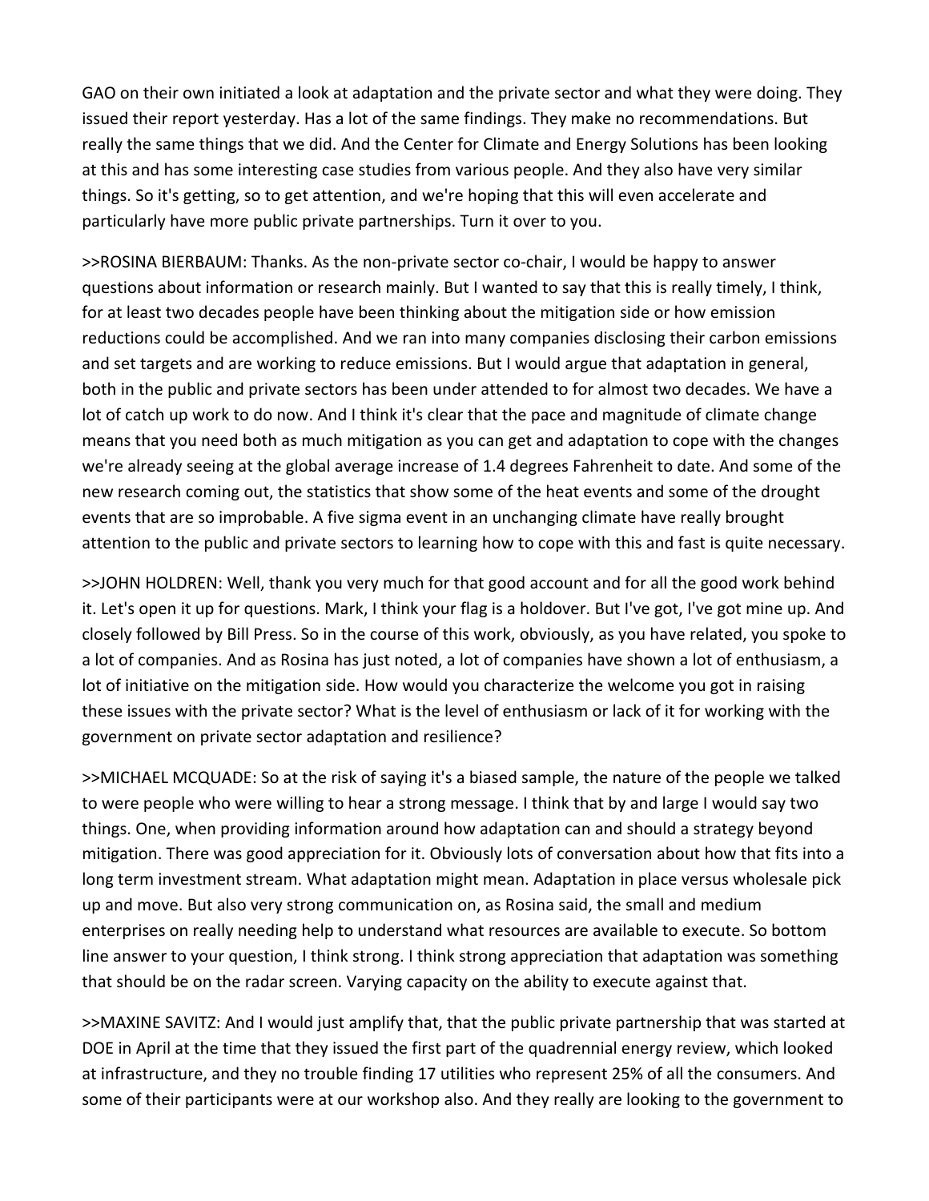GAO on their own initiated a look at adaptation and the private sector and what they were doing. They issued their report yesterday. Has a lot of the same findings. They make no recommendations. But really the same things that we did. And the Center for Climate and Energy Solutions has been looking at this and has some interesting case studies from various people. And they also have very similar things. So it's getting, so to get attention, and we're hoping that this will even accelerate and particularly have more public private partnerships. Turn it over to you.

>>ROSINA BIERBAUM: Thanks. As the non-private sector co-chair, I would be happy to answer questions about information or research mainly. But I wanted to say that this is really timely, I think, for at least two decades people have been thinking about the mitigation side or how emission reductions could be accomplished. And we ran into many companies disclosing their carbon emissions and set targets and are working to reduce emissions. But I would argue that adaptation in general, both in the public and private sectors has been under attended to for almost two decades. We have a lot of catch up work to do now. And I think it's clear that the pace and magnitude of climate change means that you need both as much mitigation as you can get and adaptation to cope with the changes we're already seeing at the global average increase of 1.4 degrees Fahrenheit to date. And some of the new research coming out, the statistics that show some of the heat events and some of the drought events that are so improbable. A five sigma event in an unchanging climate have really brought attention to the public and private sectors to learning how to cope with this and fast is quite necessary.

>>JOHN HOLDREN: Well, thank you very much for that good account and for all the good work behind it. Let's open it up for questions. Mark, I think your flag is a holdover. But I've got, I've got mine up. And closely followed by Bill Press. So in the course of this work, obviously, as you have related, you spoke to a lot of companies. And as Rosina has just noted, a lot of companies have shown a lot of enthusiasm, a lot of initiative on the mitigation side. How would you characterize the welcome you got in raising these issues with the private sector? What is the level of enthusiasm or lack of it for working with the government on private sector adaptation and resilience?

>>MICHAEL MCQUADE: So at the risk of saying it's a biased sample, the nature of the people we talked to were people who were willing to hear a strong message. I think that by and large I would say two things. One, when providing information around how adaptation can and should a strategy beyond mitigation. There was good appreciation for it. Obviously lots of conversation about how that fits into a long term investment stream. What adaptation might mean. Adaptation in place versus wholesale pick up and move. But also very strong communication on, as Rosina said, the small and medium enterprises on really needing help to understand what resources are available to execute. So bottom line answer to your question, I think strong. I think strong appreciation that adaptation was something that should be on the radar screen. Varying capacity on the ability to execute against that.

>>MAXINE SAVITZ: And I would just amplify that, that the public private partnership that was started at DOE in April at the time that they issued the first part of the quadrennial energy review, which looked at infrastructure, and they no trouble finding 17 utilities who represent 25% of all the consumers. And some of their participants were at our workshop also. And they really are looking to the government to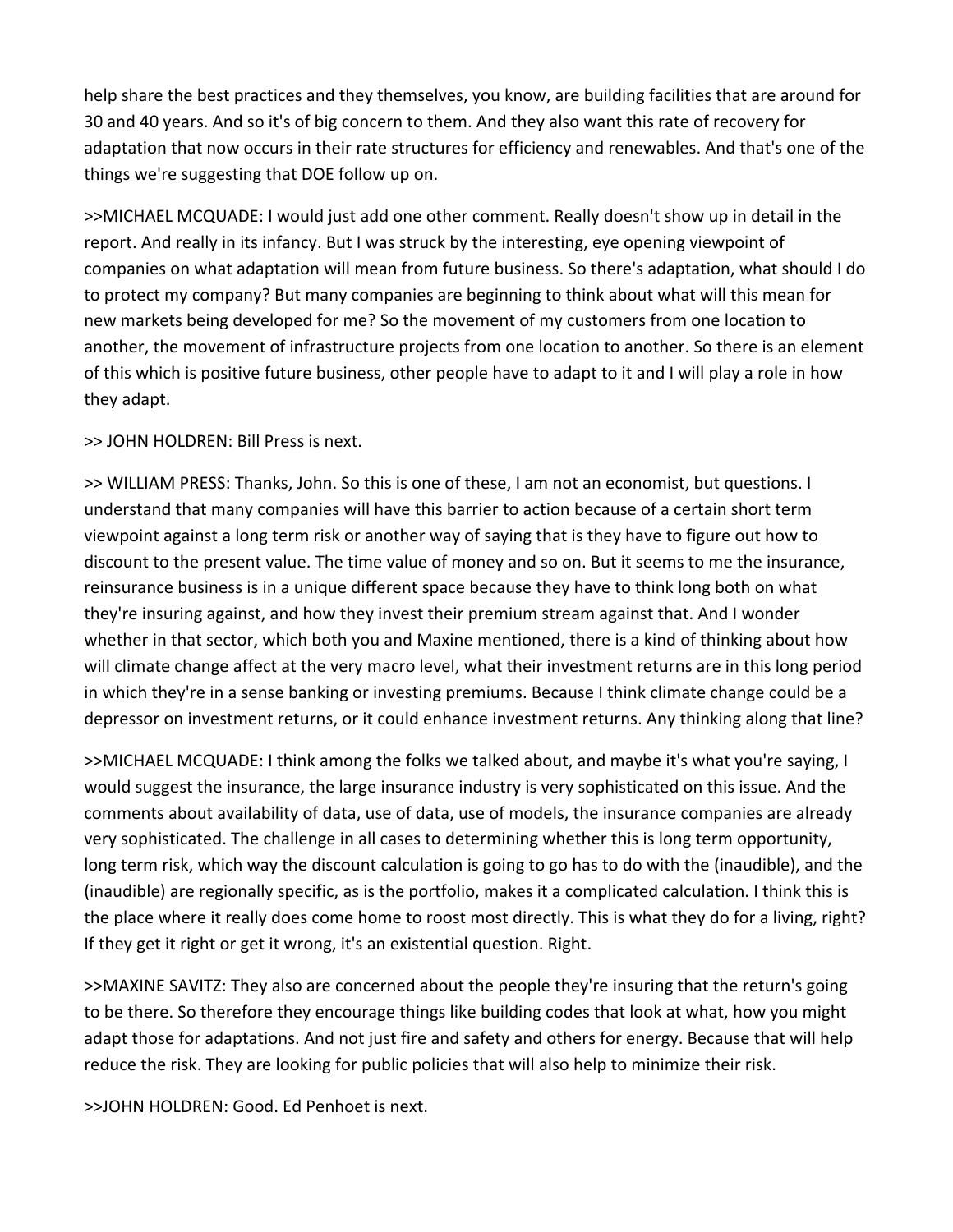help share the best practices and they themselves, you know, are building facilities that are around for 30 and 40 years. And so it's of big concern to them. And they also want this rate of recovery for adaptation that now occurs in their rate structures for efficiency and renewables. And that's one of the things we're suggesting that DOE follow up on.

>>MICHAEL MCQUADE: I would just add one other comment. Really doesn't show up in detail in the report. And really in its infancy. But I was struck by the interesting, eye opening viewpoint of companies on what adaptation will mean from future business. So there's adaptation, what should I do to protect my company? But many companies are beginning to think about what will this mean for new markets being developed for me? So the movement of my customers from one location to another, the movement of infrastructure projects from one location to another. So there is an element of this which is positive future business, other people have to adapt to it and I will play a role in how they adapt.

>> JOHN HOLDREN: Bill Press is next.

>> WILLIAM PRESS: Thanks, John. So this is one of these, I am not an economist, but questions. I understand that many companies will have this barrier to action because of a certain short term viewpoint against a long term risk or another way of saying that is they have to figure out how to discount to the present value. The time value of money and so on. But it seems to me the insurance, reinsurance business is in a unique different space because they have to think long both on what they're insuring against, and how they invest their premium stream against that. And I wonder whether in that sector, which both you and Maxine mentioned, there is a kind of thinking about how will climate change affect at the very macro level, what their investment returns are in this long period in which they're in a sense banking or investing premiums. Because I think climate change could be a depressor on investment returns, or it could enhance investment returns. Any thinking along that line?

>>MICHAEL MCQUADE: I think among the folks we talked about, and maybe it's what you're saying, I would suggest the insurance, the large insurance industry is very sophisticated on this issue. And the comments about availability of data, use of data, use of models, the insurance companies are already very sophisticated. The challenge in all cases to determining whether this is long term opportunity, long term risk, which way the discount calculation is going to go has to do with the (inaudible), and the (inaudible) are regionally specific, as is the portfolio, makes it a complicated calculation. I think this is the place where it really does come home to roost most directly. This is what they do for a living, right? If they get it right or get it wrong, it's an existential question. Right.

>>MAXINE SAVITZ: They also are concerned about the people they're insuring that the return's going to be there. So therefore they encourage things like building codes that look at what, how you might adapt those for adaptations. And not just fire and safety and others for energy. Because that will help reduce the risk. They are looking for public policies that will also help to minimize their risk.

>>JOHN HOLDREN: Good. Ed Penhoet is next.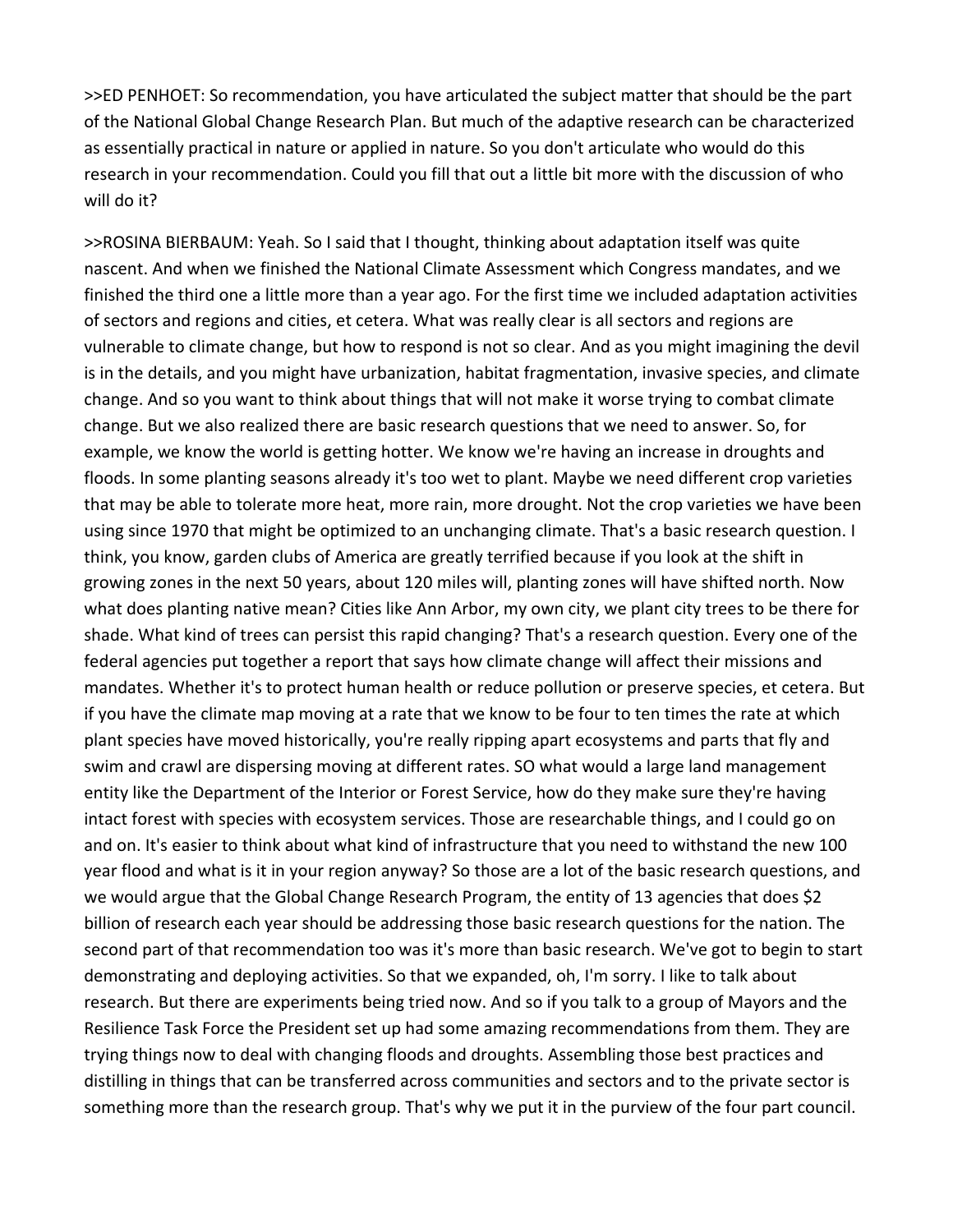>>ED PENHOET: So recommendation, you have articulated the subject matter that should be the part of the National Global Change Research Plan. But much of the adaptive research can be characterized as essentially practical in nature or applied in nature. So you don't articulate who would do this research in your recommendation. Could you fill that out a little bit more with the discussion of who will do it?

>>ROSINA BIERBAUM: Yeah. So I said that I thought, thinking about adaptation itself was quite nascent. And when we finished the National Climate Assessment which Congress mandates, and we finished the third one a little more than a year ago. For the first time we included adaptation activities of sectors and regions and cities, et cetera. What was really clear is all sectors and regions are vulnerable to climate change, but how to respond is not so clear. And as you might imagining the devil is in the details, and you might have urbanization, habitat fragmentation, invasive species, and climate change. And so you want to think about things that will not make it worse trying to combat climate change. But we also realized there are basic research questions that we need to answer. So, for example, we know the world is getting hotter. We know we're having an increase in droughts and floods. In some planting seasons already it's too wet to plant. Maybe we need different crop varieties that may be able to tolerate more heat, more rain, more drought. Not the crop varieties we have been using since 1970 that might be optimized to an unchanging climate. That's a basic research question. I think, you know, garden clubs of America are greatly terrified because if you look at the shift in growing zones in the next 50 years, about 120 miles will, planting zones will have shifted north. Now what does planting native mean? Cities like Ann Arbor, my own city, we plant city trees to be there for shade. What kind of trees can persist this rapid changing? That's a research question. Every one of the federal agencies put together a report that says how climate change will affect their missions and mandates. Whether it's to protect human health or reduce pollution or preserve species, et cetera. But if you have the climate map moving at a rate that we know to be four to ten times the rate at which plant species have moved historically, you're really ripping apart ecosystems and parts that fly and swim and crawl are dispersing moving at different rates. SO what would a large land management entity like the Department of the Interior or Forest Service, how do they make sure they're having intact forest with species with ecosystem services. Those are researchable things, and I could go on and on. It's easier to think about what kind of infrastructure that you need to withstand the new 100 year flood and what is it in your region anyway? So those are a lot of the basic research questions, and we would argue that the Global Change Research Program, the entity of 13 agencies that does $2 billion of research each year should be addressing those basic research questions for the nation. The second part of that recommendation too was it's more than basic research. We've got to begin to start demonstrating and deploying activities. So that we expanded, oh, I'm sorry. I like to talk about research. But there are experiments being tried now. And so if you talk to a group of Mayors and the Resilience Task Force the President set up had some amazing recommendations from them. They are trying things now to deal with changing floods and droughts. Assembling those best practices and distilling in things that can be transferred across communities and sectors and to the private sector is something more than the research group. That's why we put it in the purview of the four part council.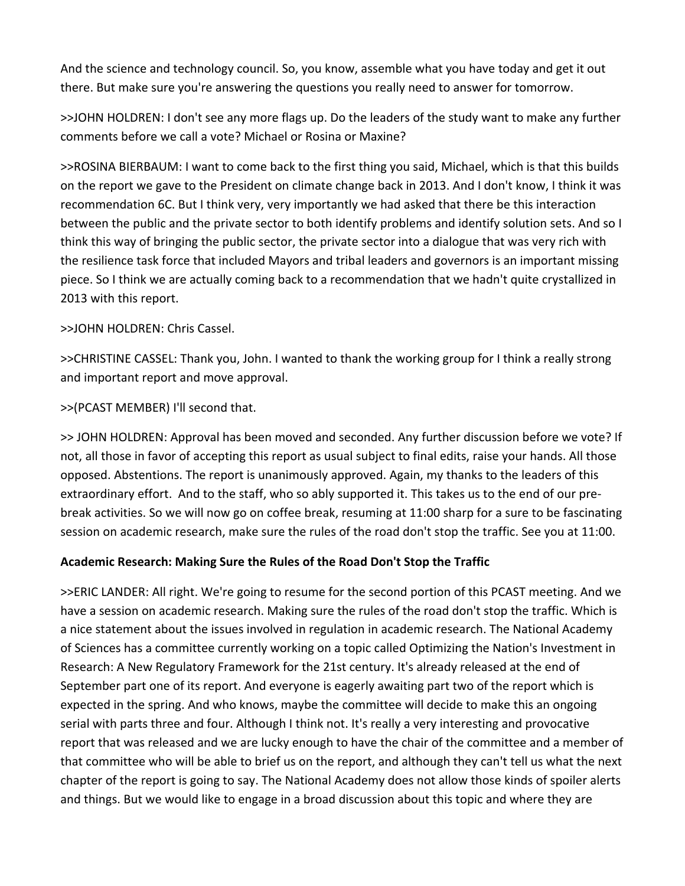And the science and technology council. So, you know, assemble what you have today and get it out there. But make sure you're answering the questions you really need to answer for tomorrow.

>>JOHN HOLDREN: I don't see any more flags up. Do the leaders of the study want to make any further comments before we call a vote? Michael or Rosina or Maxine?

>>ROSINA BIERBAUM: I want to come back to the first thing you said, Michael, which is that this builds on the report we gave to the President on climate change back in 2013. And I don't know, I think it was recommendation 6C. But I think very, very importantly we had asked that there be this interaction between the public and the private sector to both identify problems and identify solution sets. And so I think this way of bringing the public sector, the private sector into a dialogue that was very rich with the resilience task force that included Mayors and tribal leaders and governors is an important missing piece. So I think we are actually coming back to a recommendation that we hadn't quite crystallized in 2013 with this report.

>>JOHN HOLDREN: Chris Cassel.

>>CHRISTINE CASSEL: Thank you, John. I wanted to thank the working group for I think a really strong and important report and move approval.

>>(PCAST MEMBER) I'll second that.

>> JOHN HOLDREN: Approval has been moved and seconded. Any further discussion before we vote? If not, all those in favor of accepting this report as usual subject to final edits, raise your hands. All those opposed. Abstentions. The report is unanimously approved. Again, my thanks to the leaders of this extraordinary effort. And to the staff, who so ably supported it. This takes us to the end of our pre-break activities. So we will now go on coffee break, resuming at 11:00 sharp for a sure to be fascinating session on academic research, make sure the rules of the road don't stop the traffic. See you at 11:00.

**Academic Research: Making Sure the Rules of the Road Don't Stop the Traffic**

>>ERIC LANDER: All right. We're going to resume for the second portion of this PCAST meeting. And we have a session on academic research. Making sure the rules of the road don't stop the traffic. Which is a nice statement about the issues involved in regulation in academic research. The National Academy of Sciences has a committee currently working on a topic called Optimizing the Nation's Investment in Research: A New Regulatory Framework for the 21st century. It's already released at the end of September part one of its report. And everyone is eagerly awaiting part two of the report which is expected in the spring. And who knows, maybe the committee will decide to make this an ongoing serial with parts three and four. Although I think not. It's really a very interesting and provocative report that was released and we are lucky enough to have the chair of the committee and a member of that committee who will be able to brief us on the report, and although they can't tell us what the next chapter of the report is going to say. The National Academy does not allow those kinds of spoiler alerts and things. But we would like to engage in a broad discussion about this topic and where they are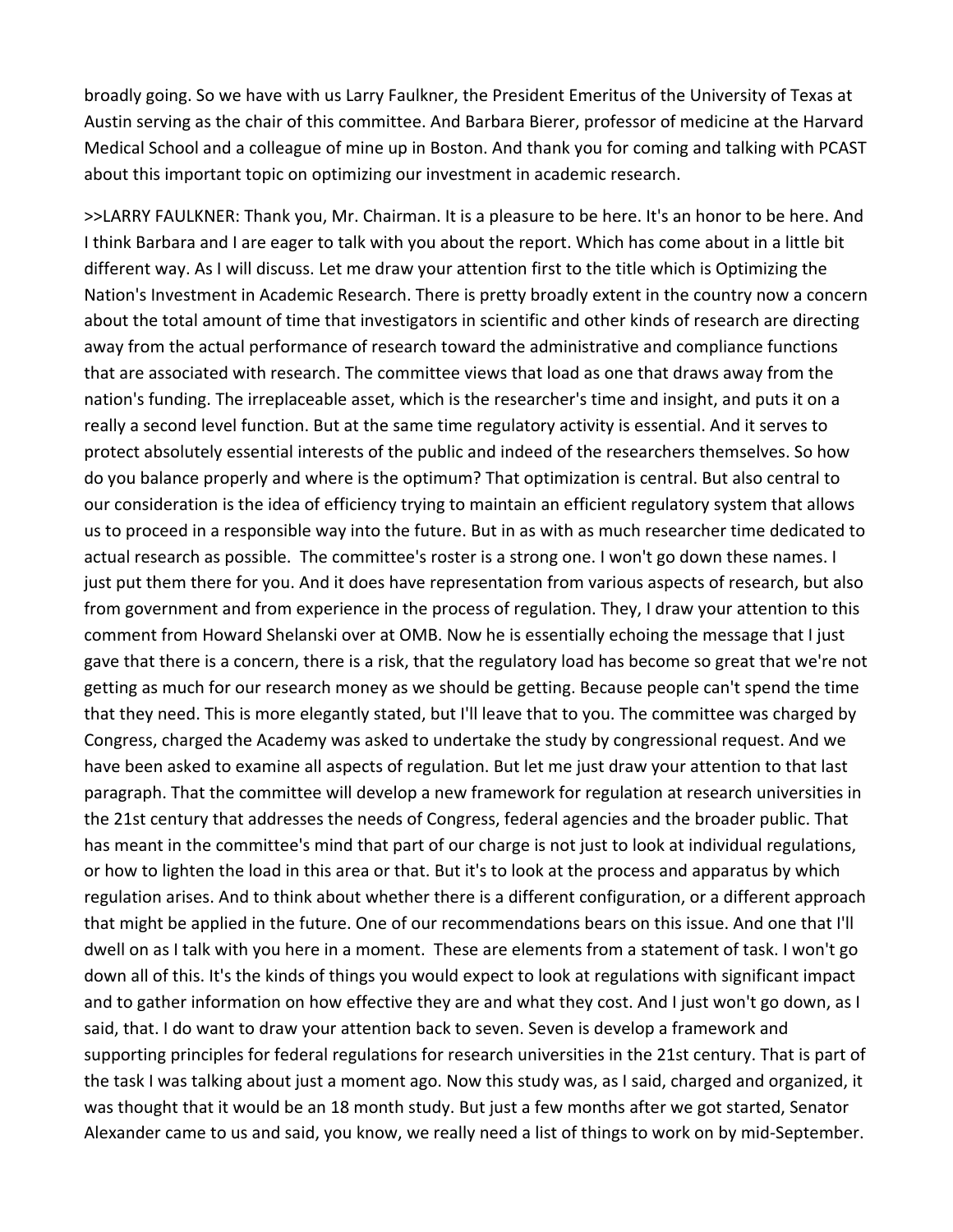broadly going. So we have with us Larry Faulkner, the President Emeritus of the University of Texas at Austin serving as the chair of this committee. And Barbara Bierer, professor of medicine at the Harvard Medical School and a colleague of mine up in Boston. And thank you for coming and talking with PCAST about this important topic on optimizing our investment in academic research.

>>LARRY FAULKNER: Thank you, Mr. Chairman. It is a pleasure to be here. It's an honor to be here. And I think Barbara and I are eager to talk with you about the report. Which has come about in a little bit different way. As I will discuss. Let me draw your attention first to the title which is Optimizing the Nation's Investment in Academic Research. There is pretty broadly extent in the country now a concern about the total amount of time that investigators in scientific and other kinds of research are directing away from the actual performance of research toward the administrative and compliance functions that are associated with research. The committee views that load as one that draws away from the nation's funding. The irreplaceable asset, which is the researcher's time and insight, and puts it on a really a second level function. But at the same time regulatory activity is essential. And it serves to protect absolutely essential interests of the public and indeed of the researchers themselves. So how do you balance properly and where is the optimum? That optimization is central. But also central to our consideration is the idea of efficiency trying to maintain an efficient regulatory system that allows us to proceed in a responsible way into the future. But in as with as much researcher time dedicated to actual research as possible. The committee's roster is a strong one. I won't go down these names. I just put them there for you. And it does have representation from various aspects of research, but also from government and from experience in the process of regulation. They, I draw your attention to this comment from Howard Shelanski over at OMB. Now he is essentially echoing the message that I just gave that there is a concern, there is a risk, that the regulatory load has become so great that we're not getting as much for our research money as we should be getting. Because people can't spend the time that they need. This is more elegantly stated, but I'll leave that to you. The committee was charged by Congress, charged the Academy was asked to undertake the study by congressional request. And we have been asked to examine all aspects of regulation. But let me just draw your attention to that last paragraph. That the committee will develop a new framework for regulation at research universities in the 21st century that addresses the needs of Congress, federal agencies and the broader public. That has meant in the committee's mind that part of our charge is not just to look at individual regulations, or how to lighten the load in this area or that. But it's to look at the process and apparatus by which regulation arises. And to think about whether there is a different configuration, or a different approach that might be applied in the future. One of our recommendations bears on this issue. And one that I'll dwell on as I talk with you here in a moment. These are elements from a statement of task. I won't go down all of this. It's the kinds of things you would expect to look at regulations with significant impact and to gather information on how effective they are and what they cost. And I just won't go down, as I said, that. I do want to draw your attention back to seven. Seven is develop a framework and supporting principles for federal regulations for research universities in the 21st century. That is part of the task I was talking about just a moment ago. Now this study was, as I said, charged and organized, it was thought that it would be an 18 month study. But just a few months after we got started, Senator Alexander came to us and said, you know, we really need a list of things to work on by mid-September.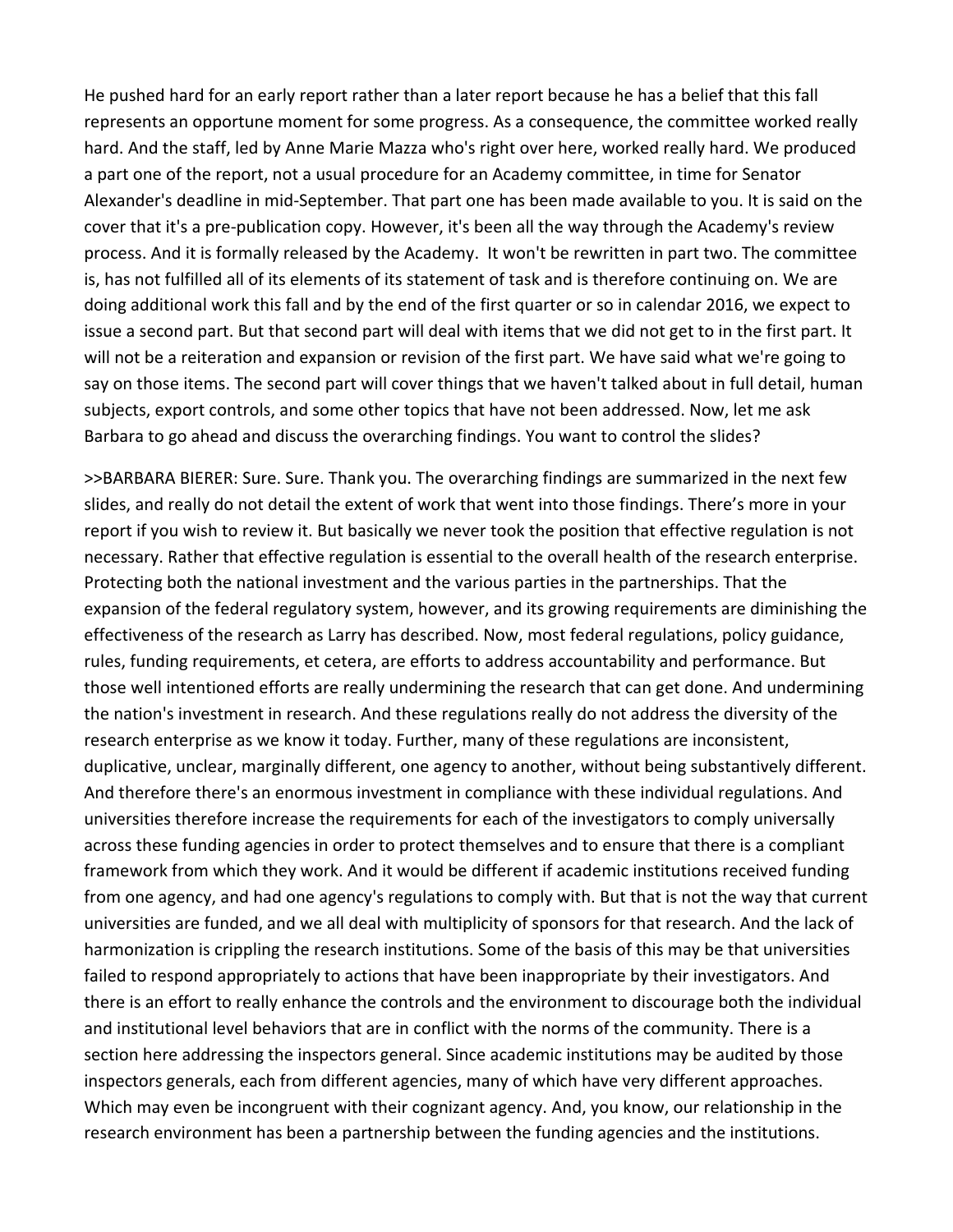He pushed hard for an early report rather than a later report because he has a belief that this fall represents an opportune moment for some progress. As a consequence, the committee worked really hard. And the staff, led by Anne Marie Mazza who's right over here, worked really hard. We produced a part one of the report, not a usual procedure for an Academy committee, in time for Senator Alexander's deadline in mid-September. That part one has been made available to you. It is said on the cover that it's a pre-publication copy. However, it's been all the way through the Academy's review process. And it is formally released by the Academy. It won't be rewritten in part two. The committee is, has not fulfilled all of its elements of its statement of task and is therefore continuing on. We are doing additional work this fall and by the end of the first quarter or so in calendar 2016, we expect to issue a second part. But that second part will deal with items that we did not get to in the first part. It will not be a reiteration and expansion or revision of the first part. We have said what we're going to say on those items. The second part will cover things that we haven't talked about in full detail, human subjects, export controls, and some other topics that have not been addressed. Now, let me ask Barbara to go ahead and discuss the overarching findings. You want to control the slides?

>>BARBARA BIERER: Sure. Sure. Thank you. The overarching findings are summarized in the next few slides, and really do not detail the extent of work that went into those findings. There's more in your report if you wish to review it. But basically we never took the position that effective regulation is not necessary. Rather that effective regulation is essential to the overall health of the research enterprise. Protecting both the national investment and the various parties in the partnerships. That the expansion of the federal regulatory system, however, and its growing requirements are diminishing the effectiveness of the research as Larry has described. Now, most federal regulations, policy guidance, rules, funding requirements, et cetera, are efforts to address accountability and performance. But those well intentioned efforts are really undermining the research that can get done. And undermining the nation's investment in research. And these regulations really do not address the diversity of the research enterprise as we know it today. Further, many of these regulations are inconsistent, duplicative, unclear, marginally different, one agency to another, without being substantively different. And therefore there's an enormous investment in compliance with these individual regulations. And universities therefore increase the requirements for each of the investigators to comply universally across these funding agencies in order to protect themselves and to ensure that there is a compliant framework from which they work. And it would be different if academic institutions received funding from one agency, and had one agency's regulations to comply with. But that is not the way that current universities are funded, and we all deal with multiplicity of sponsors for that research. And the lack of harmonization is crippling the research institutions. Some of the basis of this may be that universities failed to respond appropriately to actions that have been inappropriate by their investigators. And there is an effort to really enhance the controls and the environment to discourage both the individual and institutional level behaviors that are in conflict with the norms of the community. There is a section here addressing the inspectors general. Since academic institutions may be audited by those inspectors generals, each from different agencies, many of which have very different approaches. Which may even be incongruent with their cognizant agency. And, you know, our relationship in the research environment has been a partnership between the funding agencies and the institutions.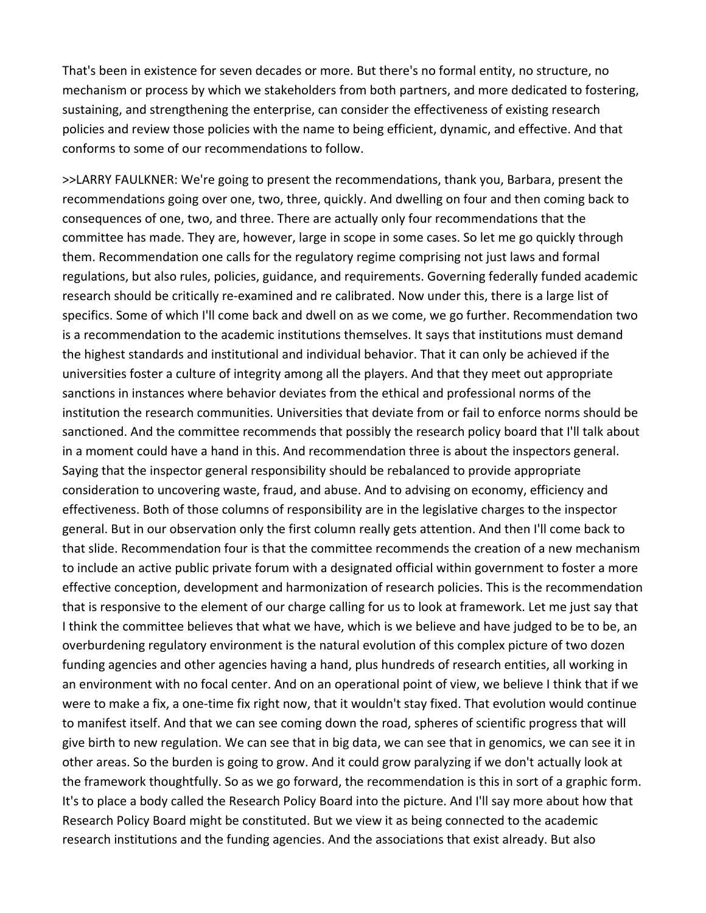That's been in existence for seven decades or more. But there's no formal entity, no structure, no mechanism or process by which we stakeholders from both partners, and more dedicated to fostering, sustaining, and strengthening the enterprise, can consider the effectiveness of existing research policies and review those policies with the name to being efficient, dynamic, and effective. And that conforms to some of our recommendations to follow.

>>LARRY FAULKNER: We're going to present the recommendations, thank you, Barbara, present the recommendations going over one, two, three, quickly. And dwelling on four and then coming back to consequences of one, two, and three. There are actually only four recommendations that the committee has made. They are, however, large in scope in some cases. So let me go quickly through them. Recommendation one calls for the regulatory regime comprising not just laws and formal regulations, but also rules, policies, guidance, and requirements. Governing federally funded academic research should be critically re-examined and re calibrated. Now under this, there is a large list of specifics. Some of which I'll come back and dwell on as we come, we go further. Recommendation two is a recommendation to the academic institutions themselves. It says that institutions must demand the highest standards and institutional and individual behavior. That it can only be achieved if the universities foster a culture of integrity among all the players. And that they meet out appropriate sanctions in instances where behavior deviates from the ethical and professional norms of the institution the research communities. Universities that deviate from or fail to enforce norms should be sanctioned. And the committee recommends that possibly the research policy board that I'll talk about in a moment could have a hand in this. And recommendation three is about the inspectors general. Saying that the inspector general responsibility should be rebalanced to provide appropriate consideration to uncovering waste, fraud, and abuse. And to advising on economy, efficiency and effectiveness. Both of those columns of responsibility are in the legislative charges to the inspector general. But in our observation only the first column really gets attention. And then I'll come back to that slide. Recommendation four is that the committee recommends the creation of a new mechanism to include an active public private forum with a designated official within government to foster a more effective conception, development and harmonization of research policies. This is the recommendation that is responsive to the element of our charge calling for us to look at framework. Let me just say that I think the committee believes that what we have, which is we believe and have judged to be to be, an overburdening regulatory environment is the natural evolution of this complex picture of two dozen funding agencies and other agencies having a hand, plus hundreds of research entities, all working in an environment with no focal center. And on an operational point of view, we believe I think that if we were to make a fix, a one-time fix right now, that it wouldn't stay fixed. That evolution would continue to manifest itself. And that we can see coming down the road, spheres of scientific progress that will give birth to new regulation. We can see that in big data, we can see that in genomics, we can see it in other areas. So the burden is going to grow. And it could grow paralyzing if we don't actually look at the framework thoughtfully. So as we go forward, the recommendation is this in sort of a graphic form. It's to place a body called the Research Policy Board into the picture. And I'll say more about how that Research Policy Board might be constituted. But we view it as being connected to the academic research institutions and the funding agencies. And the associations that exist already. But also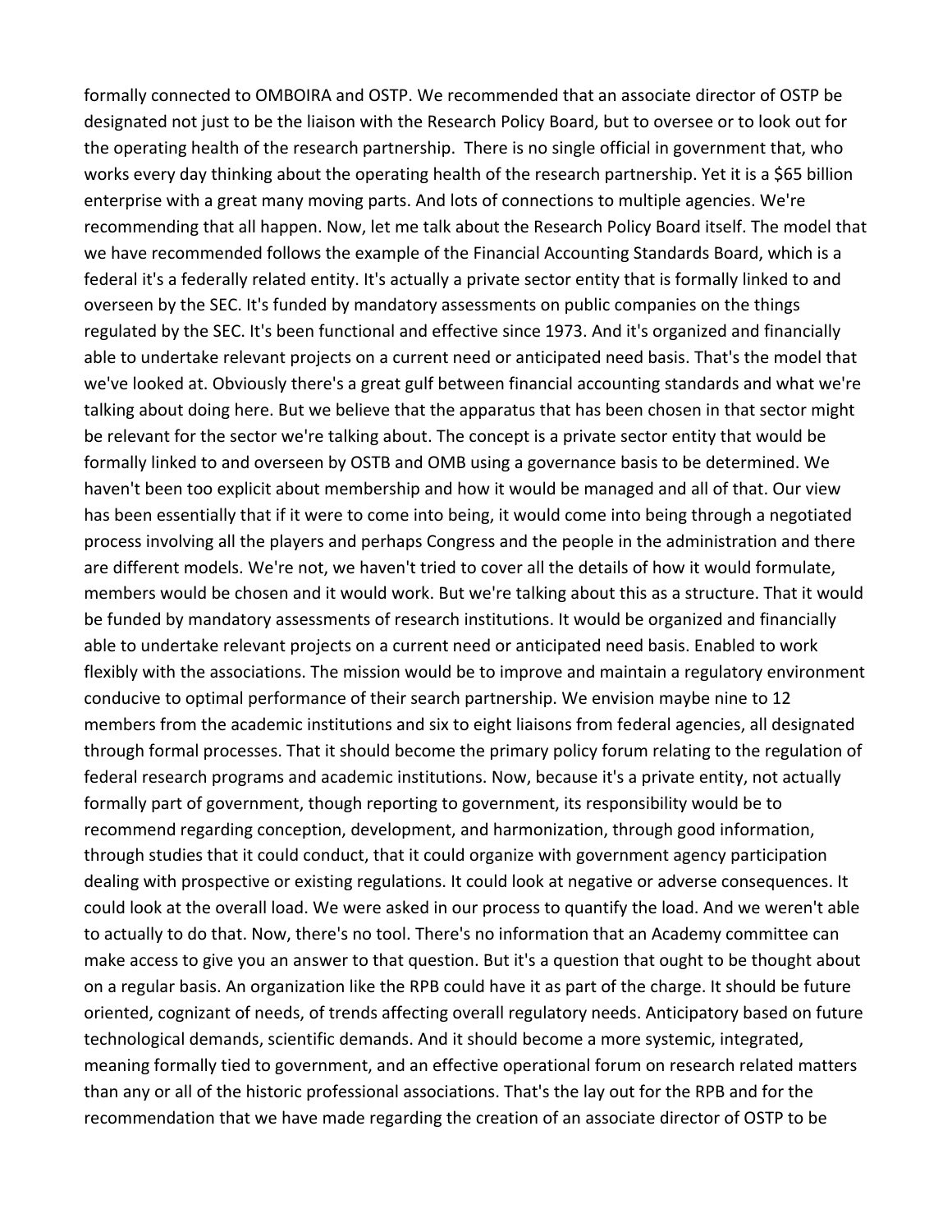formally connected to OMBOIRA and OSTP. We recommended that an associate director of OSTP be designated not just to be the liaison with the Research Policy Board, but to oversee or to look out for the operating health of the research partnership. There is no single official in government that, who works every day thinking about the operating health of the research partnership. Yet it is a $65 billion enterprise with a great many moving parts. And lots of connections to multiple agencies. We're recommending that all happen. Now, let me talk about the Research Policy Board itself. The model that we have recommended follows the example of the Financial Accounting Standards Board, which is a federal it's a federally related entity. It's actually a private sector entity that is formally linked to and overseen by the SEC. It's funded by mandatory assessments on public companies on the things regulated by the SEC. It's been functional and effective since 1973. And it's organized and financially able to undertake relevant projects on a current need or anticipated need basis. That's the model that we've looked at. Obviously there's a great gulf between financial accounting standards and what we're talking about doing here. But we believe that the apparatus that has been chosen in that sector might be relevant for the sector we're talking about. The concept is a private sector entity that would be formally linked to and overseen by OSTB and OMB using a governance basis to be determined. We haven't been too explicit about membership and how it would be managed and all of that. Our view has been essentially that if it were to come into being, it would come into being through a negotiated process involving all the players and perhaps Congress and the people in the administration and there are different models. We're not, we haven't tried to cover all the details of how it would formulate, members would be chosen and it would work. But we're talking about this as a structure. That it would be funded by mandatory assessments of research institutions. It would be organized and financially able to undertake relevant projects on a current need or anticipated need basis. Enabled to work flexibly with the associations. The mission would be to improve and maintain a regulatory environment conducive to optimal performance of their search partnership. We envision maybe nine to 12 members from the academic institutions and six to eight liaisons from federal agencies, all designated through formal processes. That it should become the primary policy forum relating to the regulation of federal research programs and academic institutions. Now, because it's a private entity, not actually formally part of government, though reporting to government, its responsibility would be to recommend regarding conception, development, and harmonization, through good information, through studies that it could conduct, that it could organize with government agency participation dealing with prospective or existing regulations. It could look at negative or adverse consequences. It could look at the overall load. We were asked in our process to quantify the load. And we weren't able to actually to do that. Now, there's no tool. There's no information that an Academy committee can make access to give you an answer to that question. But it's a question that ought to be thought about on a regular basis. An organization like the RPB could have it as part of the charge. It should be future oriented, cognizant of needs, of trends affecting overall regulatory needs. Anticipatory based on future technological demands, scientific demands. And it should become a more systemic, integrated, meaning formally tied to government, and an effective operational forum on research related matters than any or all of the historic professional associations. That's the lay out for the RPB and for the recommendation that we have made regarding the creation of an associate director of OSTP to be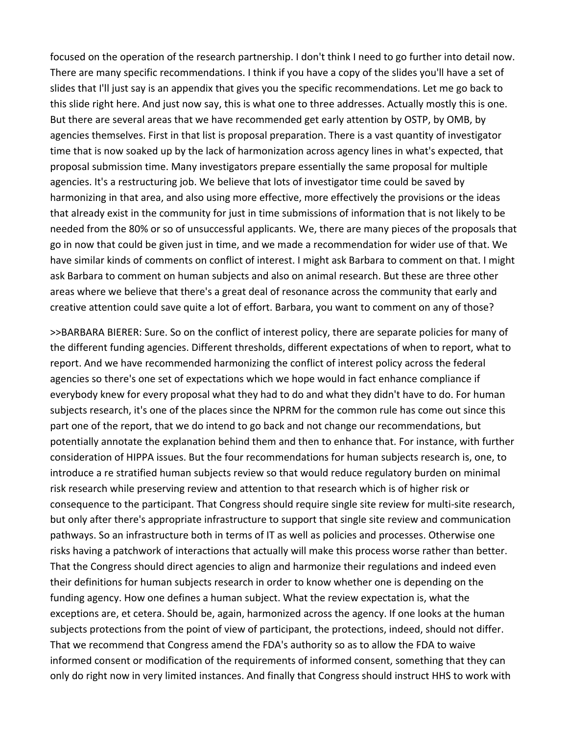focused on the operation of the research partnership. I don't think I need to go further into detail now. There are many specific recommendations. I think if you have a copy of the slides you'll have a set of slides that I'll just say is an appendix that gives you the specific recommendations. Let me go back to this slide right here. And just now say, this is what one to three addresses. Actually mostly this is one. But there are several areas that we have recommended get early attention by OSTP, by OMB, by agencies themselves. First in that list is proposal preparation. There is a vast quantity of investigator time that is now soaked up by the lack of harmonization across agency lines in what's expected, that proposal submission time. Many investigators prepare essentially the same proposal for multiple agencies. It's a restructuring job. We believe that lots of investigator time could be saved by harmonizing in that area, and also using more effective, more effectively the provisions or the ideas that already exist in the community for just in time submissions of information that is not likely to be needed from the 80% or so of unsuccessful applicants. We, there are many pieces of the proposals that go in now that could be given just in time, and we made a recommendation for wider use of that. We have similar kinds of comments on conflict of interest. I might ask Barbara to comment on that. I might ask Barbara to comment on human subjects and also on animal research. But these are three other areas where we believe that there's a great deal of resonance across the community that early and creative attention could save quite a lot of effort. Barbara, you want to comment on any of those?

>>BARBARA BIERER: Sure. So on the conflict of interest policy, there are separate policies for many of the different funding agencies. Different thresholds, different expectations of when to report, what to report. And we have recommended harmonizing the conflict of interest policy across the federal agencies so there's one set of expectations which we hope would in fact enhance compliance if everybody knew for every proposal what they had to do and what they didn't have to do. For human subjects research, it's one of the places since the NPRM for the common rule has come out since this part one of the report, that we do intend to go back and not change our recommendations, but potentially annotate the explanation behind them and then to enhance that. For instance, with further consideration of HIPPA issues. But the four recommendations for human subjects research is, one, to introduce a re stratified human subjects review so that would reduce regulatory burden on minimal risk research while preserving review and attention to that research which is of higher risk or consequence to the participant. That Congress should require single site review for multi-site research, but only after there's appropriate infrastructure to support that single site review and communication pathways. So an infrastructure both in terms of IT as well as policies and processes. Otherwise one risks having a patchwork of interactions that actually will make this process worse rather than better. That the Congress should direct agencies to align and harmonize their regulations and indeed even their definitions for human subjects research in order to know whether one is depending on the funding agency. How one defines a human subject. What the review expectation is, what the exceptions are, et cetera. Should be, again, harmonized across the agency. If one looks at the human subjects protections from the point of view of participant, the protections, indeed, should not differ. That we recommend that Congress amend the FDA's authority so as to allow the FDA to waive informed consent or modification of the requirements of informed consent, something that they can only do right now in very limited instances. And finally that Congress should instruct HHS to work with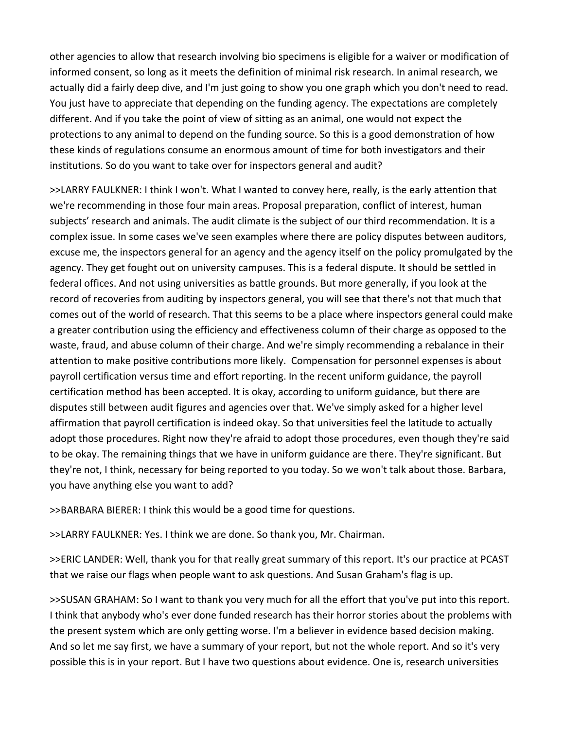other agencies to allow that research involving bio specimens is eligible for a waiver or modification of informed consent, so long as it meets the definition of minimal risk research. In animal research, we actually did a fairly deep dive, and I'm just going to show you one graph which you don't need to read. You just have to appreciate that depending on the funding agency. The expectations are completely different. And if you take the point of view of sitting as an animal, one would not expect the protections to any animal to depend on the funding source. So this is a good demonstration of how these kinds of regulations consume an enormous amount of time for both investigators and their institutions. So do you want to take over for inspectors general and audit?

>>LARRY FAULKNER: I think I won't. What I wanted to convey here, really, is the early attention that we're recommending in those four main areas. Proposal preparation, conflict of interest, human subjects' research and animals. The audit climate is the subject of our third recommendation. It is a complex issue. In some cases we've seen examples where there are policy disputes between auditors, excuse me, the inspectors general for an agency and the agency itself on the policy promulgated by the agency. They get fought out on university campuses. This is a federal dispute. It should be settled in federal offices. And not using universities as battle grounds. But more generally, if you look at the record of recoveries from auditing by inspectors general, you will see that there's not that much that comes out of the world of research. That this seems to be a place where inspectors general could make a greater contribution using the efficiency and effectiveness column of their charge as opposed to the waste, fraud, and abuse column of their charge. And we're simply recommending a rebalance in their attention to make positive contributions more likely. Compensation for personnel expenses is about payroll certification versus time and effort reporting. In the recent uniform guidance, the payroll certification method has been accepted. It is okay, according to uniform guidance, but there are disputes still between audit figures and agencies over that. We've simply asked for a higher level affirmation that payroll certification is indeed okay. So that universities feel the latitude to actually adopt those procedures. Right now they're afraid to adopt those procedures, even though they're said to be okay. The remaining things that we have in uniform guidance are there. They're significant. But they're not, I think, necessary for being reported to you today. So we won't talk about those. Barbara, you have anything else you want to add?

>>BARBARA BIERER: I think this would be a good time for questions.

>>LARRY FAULKNER: Yes. I think we are done. So thank you, Mr. Chairman.

>>ERIC LANDER: Well, thank you for that really great summary of this report. It's our practice at PCAST that we raise our flags when people want to ask questions. And Susan Graham's flag is up.

>>SUSAN GRAHAM: So I want to thank you very much for all the effort that you've put into this report. I think that anybody who's ever done funded research has their horror stories about the problems with the present system which are only getting worse. I'm a believer in evidence based decision making. And so let me say first, we have a summary of your report, but not the whole report. And so it's very possible this is in your report. But I have two questions about evidence. One is, research universities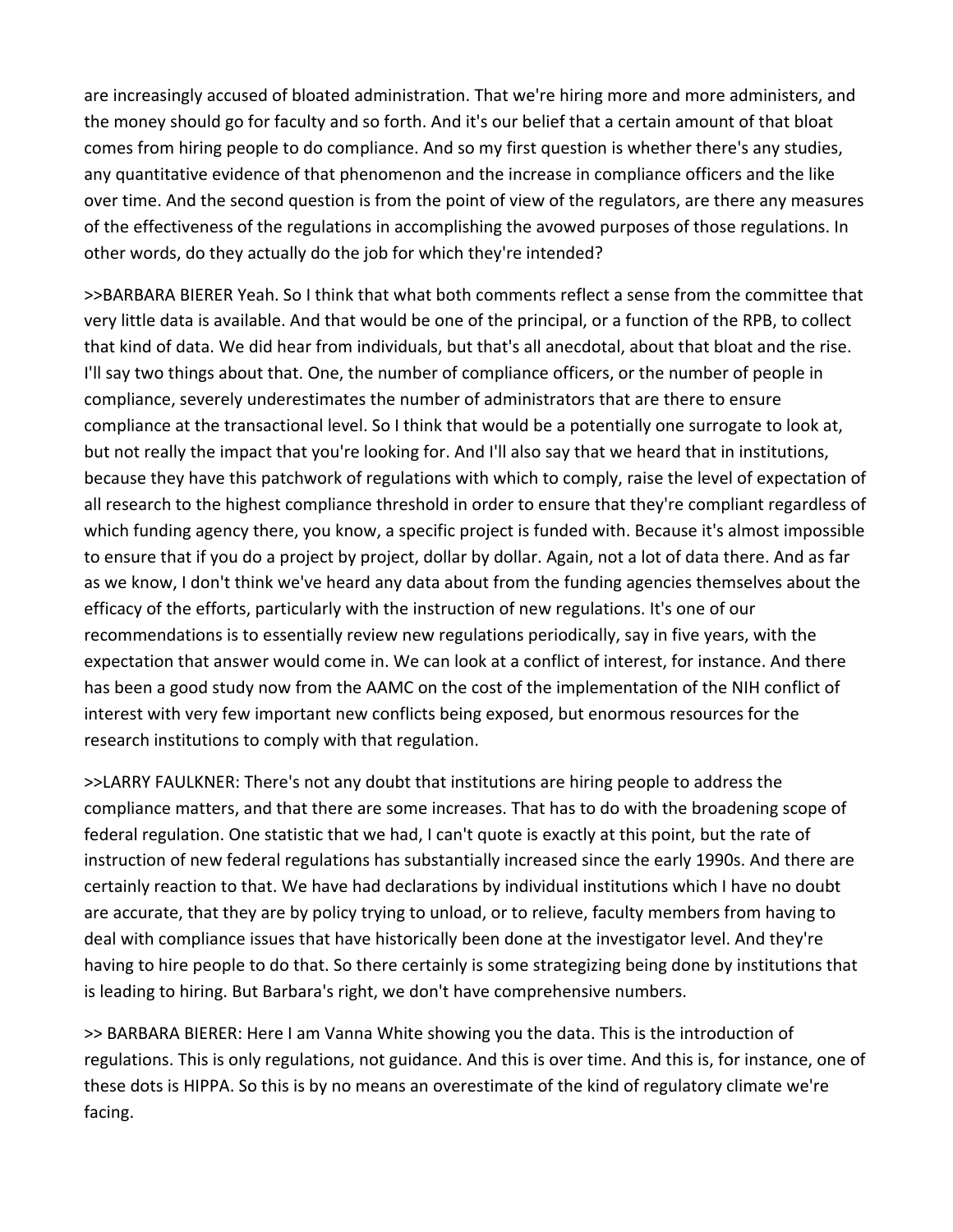are increasingly accused of bloated administration. That we're hiring more and more administers, and the money should go for faculty and so forth. And it's our belief that a certain amount of that bloat comes from hiring people to do compliance. And so my first question is whether there's any studies, any quantitative evidence of that phenomenon and the increase in compliance officers and the like over time. And the second question is from the point of view of the regulators, are there any measures of the effectiveness of the regulations in accomplishing the avowed purposes of those regulations. In other words, do they actually do the job for which they're intended?

>>BARBARA BIERER Yeah. So I think that what both comments reflect a sense from the committee that very little data is available. And that would be one of the principal, or a function of the RPB, to collect that kind of data. We did hear from individuals, but that's all anecdotal, about that bloat and the rise. I'll say two things about that. One, the number of compliance officers, or the number of people in compliance, severely underestimates the number of administrators that are there to ensure compliance at the transactional level. So I think that would be a potentially one surrogate to look at, but not really the impact that you're looking for. And I'll also say that we heard that in institutions, because they have this patchwork of regulations with which to comply, raise the level of expectation of all research to the highest compliance threshold in order to ensure that they're compliant regardless of which funding agency there, you know, a specific project is funded with. Because it's almost impossible to ensure that if you do a project by project, dollar by dollar. Again, not a lot of data there. And as far as we know, I don't think we've heard any data about from the funding agencies themselves about the efficacy of the efforts, particularly with the instruction of new regulations. It's one of our recommendations is to essentially review new regulations periodically, say in five years, with the expectation that answer would come in. We can look at a conflict of interest, for instance. And there has been a good study now from the AAMC on the cost of the implementation of the NIH conflict of interest with very few important new conflicts being exposed, but enormous resources for the research institutions to comply with that regulation.

>>LARRY FAULKNER: There's not any doubt that institutions are hiring people to address the compliance matters, and that there are some increases. That has to do with the broadening scope of federal regulation. One statistic that we had, I can't quote is exactly at this point, but the rate of instruction of new federal regulations has substantially increased since the early 1990s. And there are certainly reaction to that. We have had declarations by individual institutions which I have no doubt are accurate, that they are by policy trying to unload, or to relieve, faculty members from having to deal with compliance issues that have historically been done at the investigator level. And they're having to hire people to do that. So there certainly is some strategizing being done by institutions that is leading to hiring. But Barbara's right, we don't have comprehensive numbers.

>> BARBARA BIERER: Here I am Vanna White showing you the data. This is the introduction of regulations. This is only regulations, not guidance. And this is over time. And this is, for instance, one of these dots is HIPPA. So this is by no means an overestimate of the kind of regulatory climate we're facing.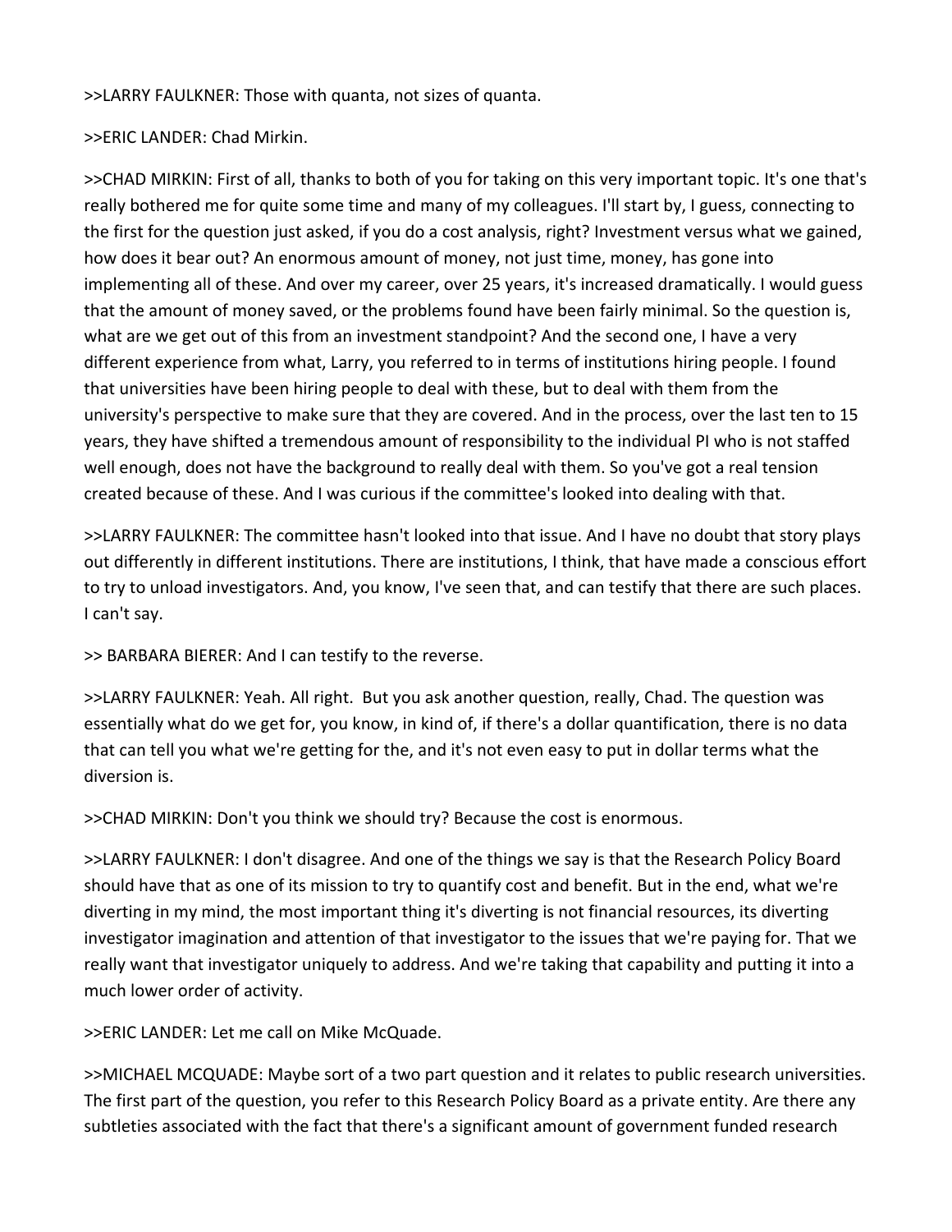>>LARRY FAULKNER: Those with quanta, not sizes of quanta.

>>ERIC LANDER: Chad Mirkin.

>>CHAD MIRKIN: First of all, thanks to both of you for taking on this very important topic. It's one that's really bothered me for quite some time and many of my colleagues. I'll start by, I guess, connecting to the first for the question just asked, if you do a cost analysis, right? Investment versus what we gained, how does it bear out? An enormous amount of money, not just time, money, has gone into implementing all of these. And over my career, over 25 years, it's increased dramatically. I would guess that the amount of money saved, or the problems found have been fairly minimal. So the question is, what are we get out of this from an investment standpoint? And the second one, I have a very different experience from what, Larry, you referred to in terms of institutions hiring people. I found that universities have been hiring people to deal with these, but to deal with them from the university's perspective to make sure that they are covered. And in the process, over the last ten to 15 years, they have shifted a tremendous amount of responsibility to the individual PI who is not staffed well enough, does not have the background to really deal with them. So you've got a real tension created because of these. And I was curious if the committee's looked into dealing with that.

>>LARRY FAULKNER: The committee hasn't looked into that issue. And I have no doubt that story plays out differently in different institutions. There are institutions, I think, that have made a conscious effort to try to unload investigators. And, you know, I've seen that, and can testify that there are such places. I can't say.

>> BARBARA BIERER: And I can testify to the reverse.

>>LARRY FAULKNER: Yeah. All right. But you ask another question, really, Chad. The question was essentially what do we get for, you know, in kind of, if there's a dollar quantification, there is no data that can tell you what we're getting for the, and it's not even easy to put in dollar terms what the diversion is.

>>CHAD MIRKIN: Don't you think we should try? Because the cost is enormous.

>>LARRY FAULKNER: I don't disagree. And one of the things we say is that the Research Policy Board should have that as one of its mission to try to quantify cost and benefit. But in the end, what we're diverting in my mind, the most important thing it's diverting is not financial resources, its diverting investigator imagination and attention of that investigator to the issues that we're paying for. That we really want that investigator uniquely to address. And we're taking that capability and putting it into a much lower order of activity.

>>ERIC LANDER: Let me call on Mike McQuade.

>>MICHAEL MCQUADE: Maybe sort of a two part question and it relates to public research universities. The first part of the question, you refer to this Research Policy Board as a private entity. Are there any subtleties associated with the fact that there's a significant amount of government funded research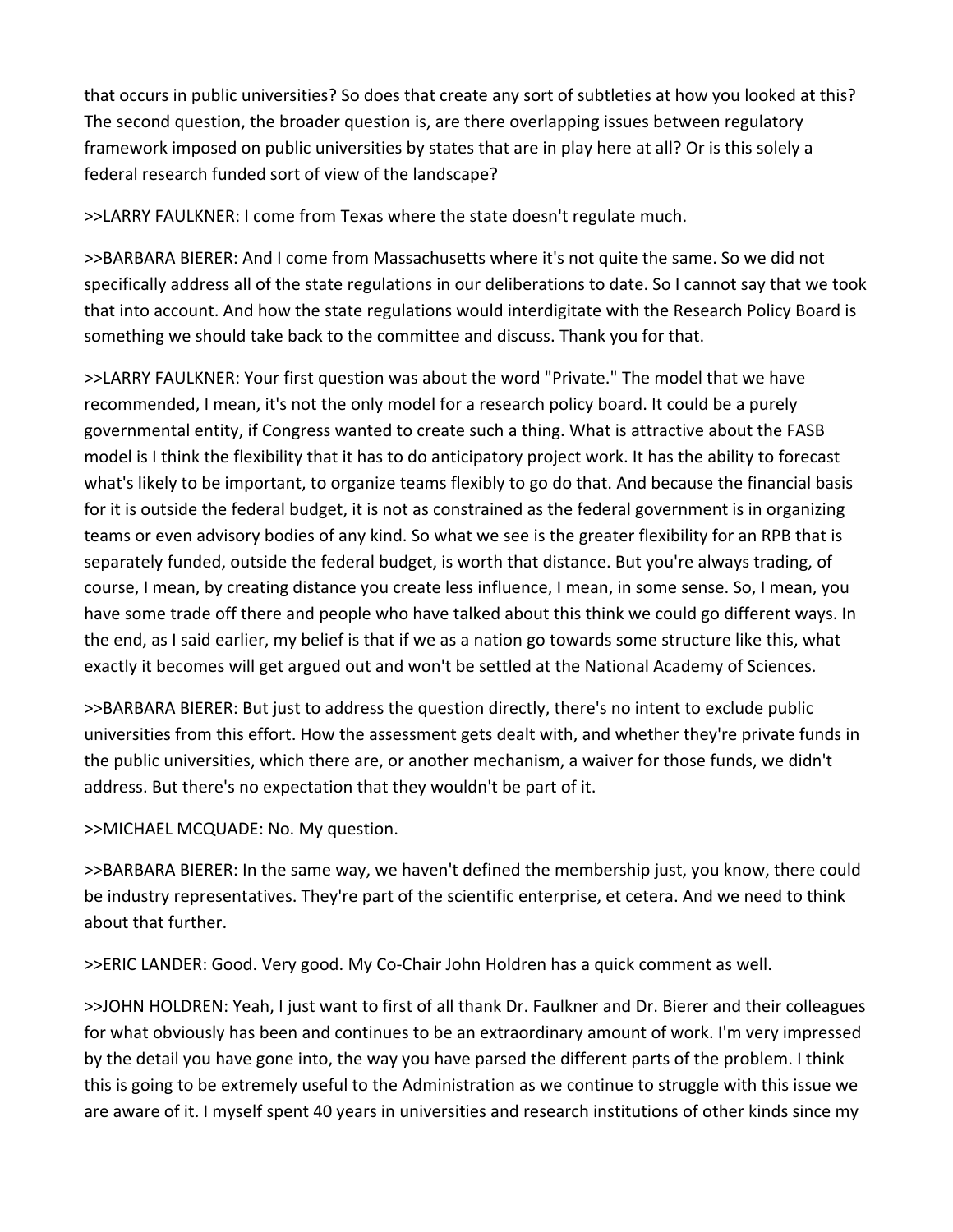that occurs in public universities? So does that create any sort of subtleties at how you looked at this? The second question, the broader question is, are there overlapping issues between regulatory framework imposed on public universities by states that are in play here at all? Or is this solely a federal research funded sort of view of the landscape?

>>LARRY FAULKNER: I come from Texas where the state doesn't regulate much.

>>BARBARA BIERER: And I come from Massachusetts where it's not quite the same. So we did not specifically address all of the state regulations in our deliberations to date. So I cannot say that we took that into account. And how the state regulations would interdigitate with the Research Policy Board is something we should take back to the committee and discuss. Thank you for that.

>>LARRY FAULKNER: Your first question was about the word "Private." The model that we have recommended, I mean, it's not the only model for a research policy board. It could be a purely governmental entity, if Congress wanted to create such a thing. What is attractive about the FASB model is I think the flexibility that it has to do anticipatory project work. It has the ability to forecast what's likely to be important, to organize teams flexibly to go do that. And because the financial basis for it is outside the federal budget, it is not as constrained as the federal government is in organizing teams or even advisory bodies of any kind. So what we see is the greater flexibility for an RPB that is separately funded, outside the federal budget, is worth that distance. But you're always trading, of course, I mean, by creating distance you create less influence, I mean, in some sense. So, I mean, you have some trade off there and people who have talked about this think we could go different ways. In the end, as I said earlier, my belief is that if we as a nation go towards some structure like this, what exactly it becomes will get argued out and won't be settled at the National Academy of Sciences.

>>BARBARA BIERER: But just to address the question directly, there's no intent to exclude public universities from this effort. How the assessment gets dealt with, and whether they're private funds in the public universities, which there are, or another mechanism, a waiver for those funds, we didn't address. But there's no expectation that they wouldn't be part of it.

>>MICHAEL MCQUADE: No. My question.

>>BARBARA BIERER: In the same way, we haven't defined the membership just, you know, there could be industry representatives. They're part of the scientific enterprise, et cetera. And we need to think about that further.

>>ERIC LANDER: Good. Very good. My Co-Chair John Holdren has a quick comment as well.

>>JOHN HOLDREN: Yeah, I just want to first of all thank Dr. Faulkner and Dr. Bierer and their colleagues for what obviously has been and continues to be an extraordinary amount of work. I'm very impressed by the detail you have gone into, the way you have parsed the different parts of the problem. I think this is going to be extremely useful to the Administration as we continue to struggle with this issue we are aware of it. I myself spent 40 years in universities and research institutions of other kinds since my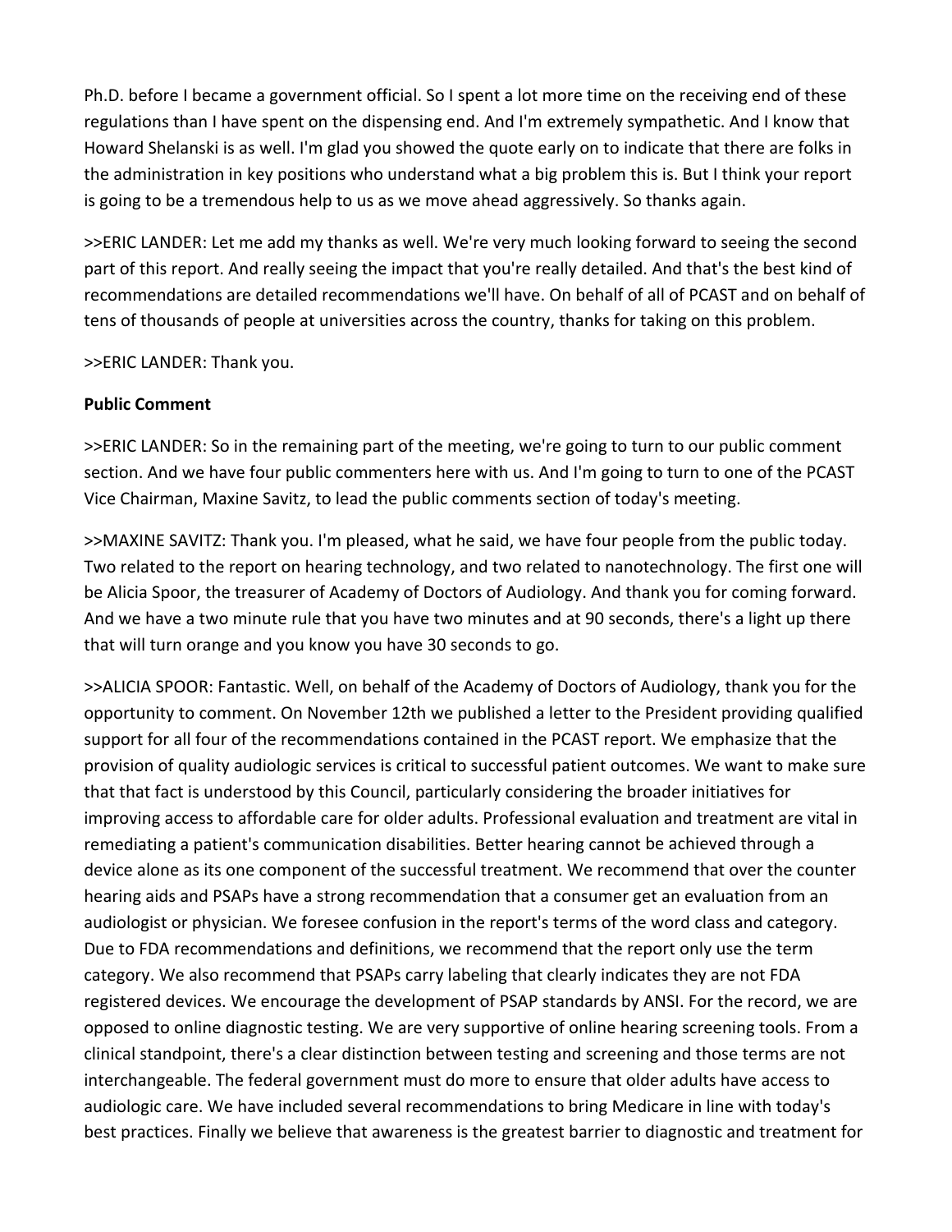Ph.D. before I became a government official. So I spent a lot more time on the receiving end of these regulations than I have spent on the dispensing end. And I'm extremely sympathetic. And I know that Howard Shelanski is as well. I'm glad you showed the quote early on to indicate that there are folks in the administration in key positions who understand what a big problem this is. But I think your report is going to be a tremendous help to us as we move ahead aggressively. So thanks again.

>>ERIC LANDER: Let me add my thanks as well. We're very much looking forward to seeing the second part of this report. And really seeing the impact that you're really detailed. And that's the best kind of recommendations are detailed recommendations we'll have. On behalf of all of PCAST and on behalf of tens of thousands of people at universities across the country, thanks for taking on this problem.

>>ERIC LANDER: Thank you.

**Public Comment**

>>ERIC LANDER: So in the remaining part of the meeting, we're going to turn to our public comment section. And we have four public commenters here with us. And I'm going to turn to one of the PCAST Vice Chairman, Maxine Savitz, to lead the public comments section of today's meeting.

>>MAXINE SAVITZ: Thank you. I'm pleased, what he said, we have four people from the public today. Two related to the report on hearing technology, and two related to nanotechnology. The first one will be Alicia Spoor, the treasurer of Academy of Doctors of Audiology. And thank you for coming forward. And we have a two minute rule that you have two minutes and at 90 seconds, there's a light up there that will turn orange and you know you have 30 seconds to go.

>>ALICIA SPOOR: Fantastic. Well, on behalf of the Academy of Doctors of Audiology, thank you for the opportunity to comment. On November 12th we published a letter to the President providing qualified support for all four of the recommendations contained in the PCAST report. We emphasize that the provision of quality audiologic services is critical to successful patient outcomes. We want to make sure that that fact is understood by this Council, particularly considering the broader initiatives for improving access to affordable care for older adults. Professional evaluation and treatment are vital in remediating a patient's communication disabilities. Better hearing cannot be achieved through a device alone as its one component of the successful treatment. We recommend that over the counter hearing aids and PSAPs have a strong recommendation that a consumer get an evaluation from an audiologist or physician. We foresee confusion in the report's terms of the word class and category. Due to FDA recommendations and definitions, we recommend that the report only use the term category. We also recommend that PSAPs carry labeling that clearly indicates they are not FDA registered devices. We encourage the development of PSAP standards by ANSI. For the record, we are opposed to online diagnostic testing. We are very supportive of online hearing screening tools. From a clinical standpoint, there's a clear distinction between testing and screening and those terms are not interchangeable. The federal government must do more to ensure that older adults have access to audiologic care. We have included several recommendations to bring Medicare in line with today's best practices. Finally we believe that awareness is the greatest barrier to diagnostic and treatment for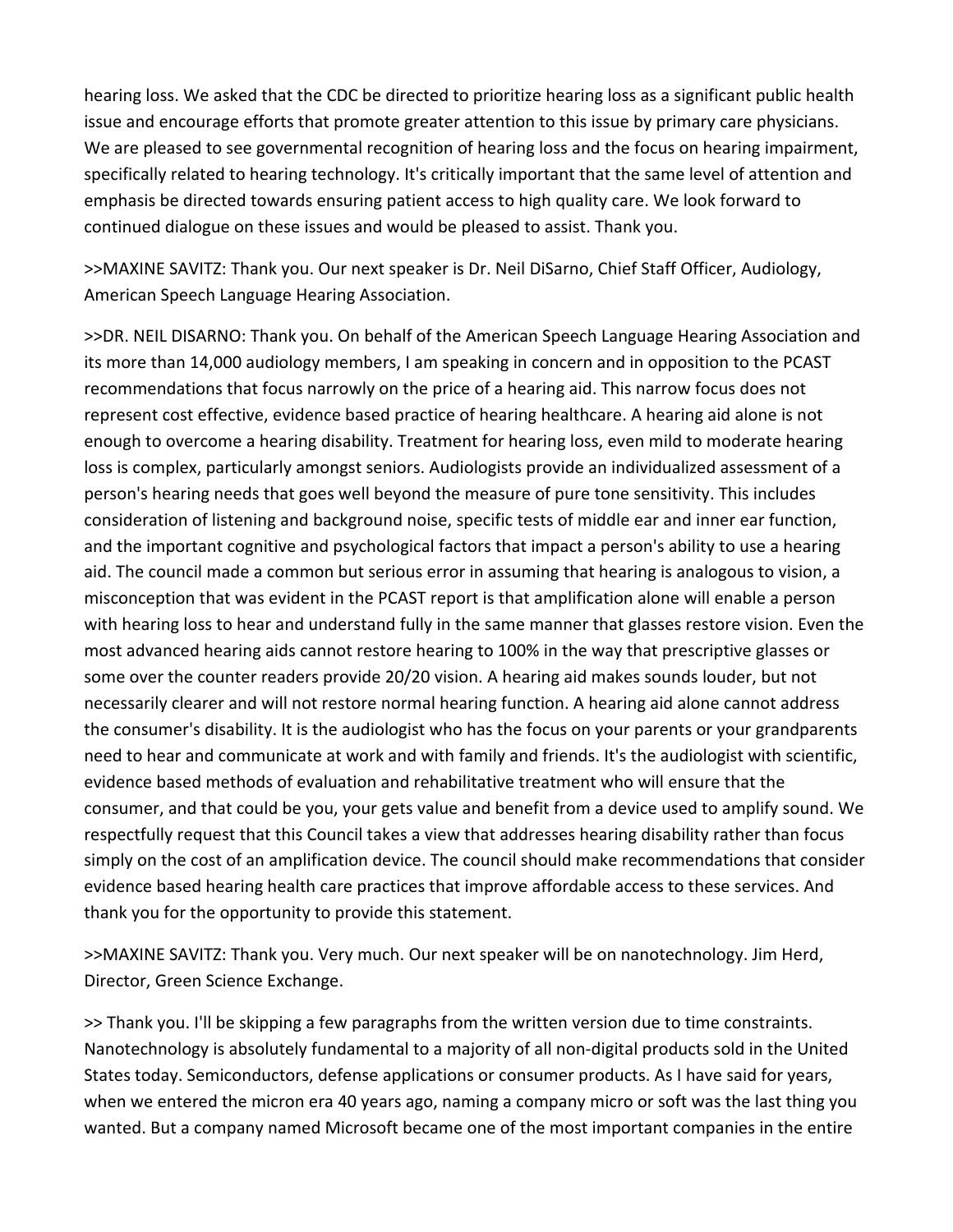hearing loss. We asked that the CDC be directed to prioritize hearing loss as a significant public health issue and encourage efforts that promote greater attention to this issue by primary care physicians. We are pleased to see governmental recognition of hearing loss and the focus on hearing impairment, specifically related to hearing technology. It's critically important that the same level of attention and emphasis be directed towards ensuring patient access to high quality care. We look forward to continued dialogue on these issues and would be pleased to assist. Thank you.

>>MAXINE SAVITZ: Thank you. Our next speaker is Dr. Neil DiSarno, Chief Staff Officer, Audiology, American Speech Language Hearing Association.

>>DR. NEIL DISARNO: Thank you. On behalf of the American Speech Language Hearing Association and its more than 14,000 audiology members, I am speaking in concern and in opposition to the PCAST recommendations that focus narrowly on the price of a hearing aid. This narrow focus does not represent cost effective, evidence based practice of hearing healthcare. A hearing aid alone is not enough to overcome a hearing disability. Treatment for hearing loss, even mild to moderate hearing loss is complex, particularly amongst seniors. Audiologists provide an individualized assessment of a person's hearing needs that goes well beyond the measure of pure tone sensitivity. This includes consideration of listening and background noise, specific tests of middle ear and inner ear function, and the important cognitive and psychological factors that impact a person's ability to use a hearing aid. The council made a common but serious error in assuming that hearing is analogous to vision, a misconception that was evident in the PCAST report is that amplification alone will enable a person with hearing loss to hear and understand fully in the same manner that glasses restore vision. Even the most advanced hearing aids cannot restore hearing to 100% in the way that prescriptive glasses or some over the counter readers provide 20/20 vision. A hearing aid makes sounds louder, but not necessarily clearer and will not restore normal hearing function. A hearing aid alone cannot address the consumer's disability. It is the audiologist who has the focus on your parents or your grandparents need to hear and communicate at work and with family and friends. It's the audiologist with scientific, evidence based methods of evaluation and rehabilitative treatment who will ensure that the consumer, and that could be you, your gets value and benefit from a device used to amplify sound. We respectfully request that this Council takes a view that addresses hearing disability rather than focus simply on the cost of an amplification device. The council should make recommendations that consider evidence based hearing health care practices that improve affordable access to these services. And thank you for the opportunity to provide this statement.

>>MAXINE SAVITZ: Thank you. Very much. Our next speaker will be on nanotechnology. Jim Herd, Director, Green Science Exchange.

>> Thank you. I'll be skipping a few paragraphs from the written version due to time constraints. Nanotechnology is absolutely fundamental to a majority of all non-digital products sold in the United States today. Semiconductors, defense applications or consumer products. As I have said for years, when we entered the micron era 40 years ago, naming a company micro or soft was the last thing you wanted. But a company named Microsoft became one of the most important companies in the entire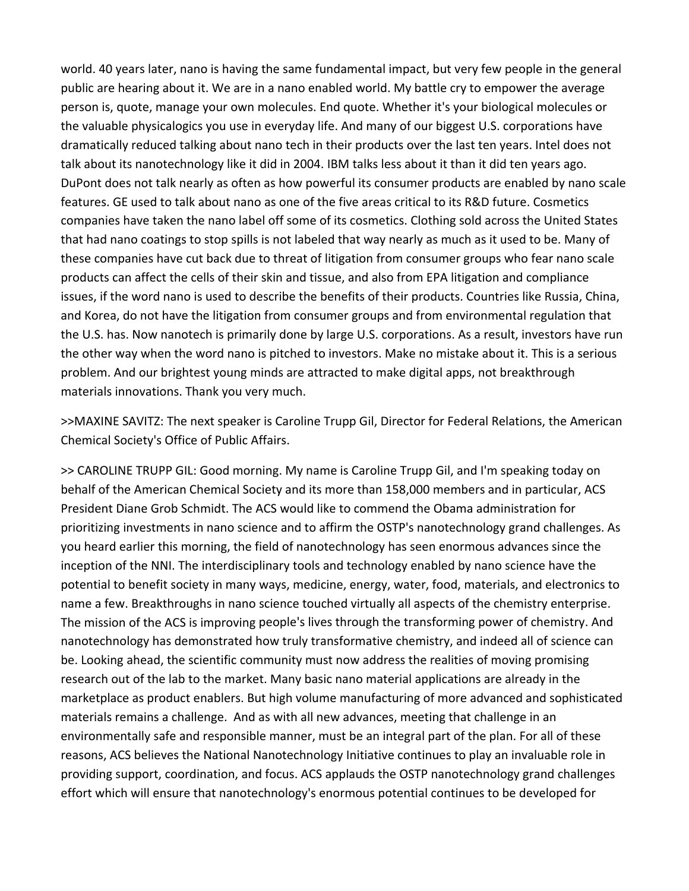world. 40 years later, nano is having the same fundamental impact, but very few people in the general public are hearing about it. We are in a nano enabled world. My battle cry to empower the average person is, quote, manage your own molecules. End quote. Whether it's your biological molecules or the valuable physicalogics you use in everyday life. And many of our biggest U.S. corporations have dramatically reduced talking about nano tech in their products over the last ten years. Intel does not talk about its nanotechnology like it did in 2004. IBM talks less about it than it did ten years ago. DuPont does not talk nearly as often as how powerful its consumer products are enabled by nano scale features. GE used to talk about nano as one of the five areas critical to its R&D future. Cosmetics companies have taken the nano label off some of its cosmetics. Clothing sold across the United States that had nano coatings to stop spills is not labeled that way nearly as much as it used to be. Many of these companies have cut back due to threat of litigation from consumer groups who fear nano scale products can affect the cells of their skin and tissue, and also from EPA litigation and compliance issues, if the word nano is used to describe the benefits of their products. Countries like Russia, China, and Korea, do not have the litigation from consumer groups and from environmental regulation that the U.S. has. Now nanotech is primarily done by large U.S. corporations. As a result, investors have run the other way when the word nano is pitched to investors. Make no mistake about it. This is a serious problem. And our brightest young minds are attracted to make digital apps, not breakthrough materials innovations. Thank you very much.

>>MAXINE SAVITZ: The next speaker is Caroline Trupp Gil, Director for Federal Relations, the American Chemical Society's Office of Public Affairs.

>> CAROLINE TRUPP GIL: Good morning. My name is Caroline Trupp Gil, and I'm speaking today on behalf of the American Chemical Society and its more than 158,000 members and in particular, ACS President Diane Grob Schmidt. The ACS would like to commend the Obama administration for prioritizing investments in nano science and to affirm the OSTP's nanotechnology grand challenges. As you heard earlier this morning, the field of nanotechnology has seen enormous advances since the inception of the NNI. The interdisciplinary tools and technology enabled by nano science have the potential to benefit society in many ways, medicine, energy, water, food, materials, and electronics to name a few. Breakthroughs in nano science touched virtually all aspects of the chemistry enterprise. The mission of the ACS is improving people's lives through the transforming power of chemistry. And nanotechnology has demonstrated how truly transformative chemistry, and indeed all of science can be. Looking ahead, the scientific community must now address the realities of moving promising research out of the lab to the market. Many basic nano material applications are already in the marketplace as product enablers. But high volume manufacturing of more advanced and sophisticated materials remains a challenge. And as with all new advances, meeting that challenge in an environmentally safe and responsible manner, must be an integral part of the plan. For all of these reasons, ACS believes the National Nanotechnology Initiative continues to play an invaluable role in providing support, coordination, and focus. ACS applauds the OSTP nanotechnology grand challenges effort which will ensure that nanotechnology's enormous potential continues to be developed for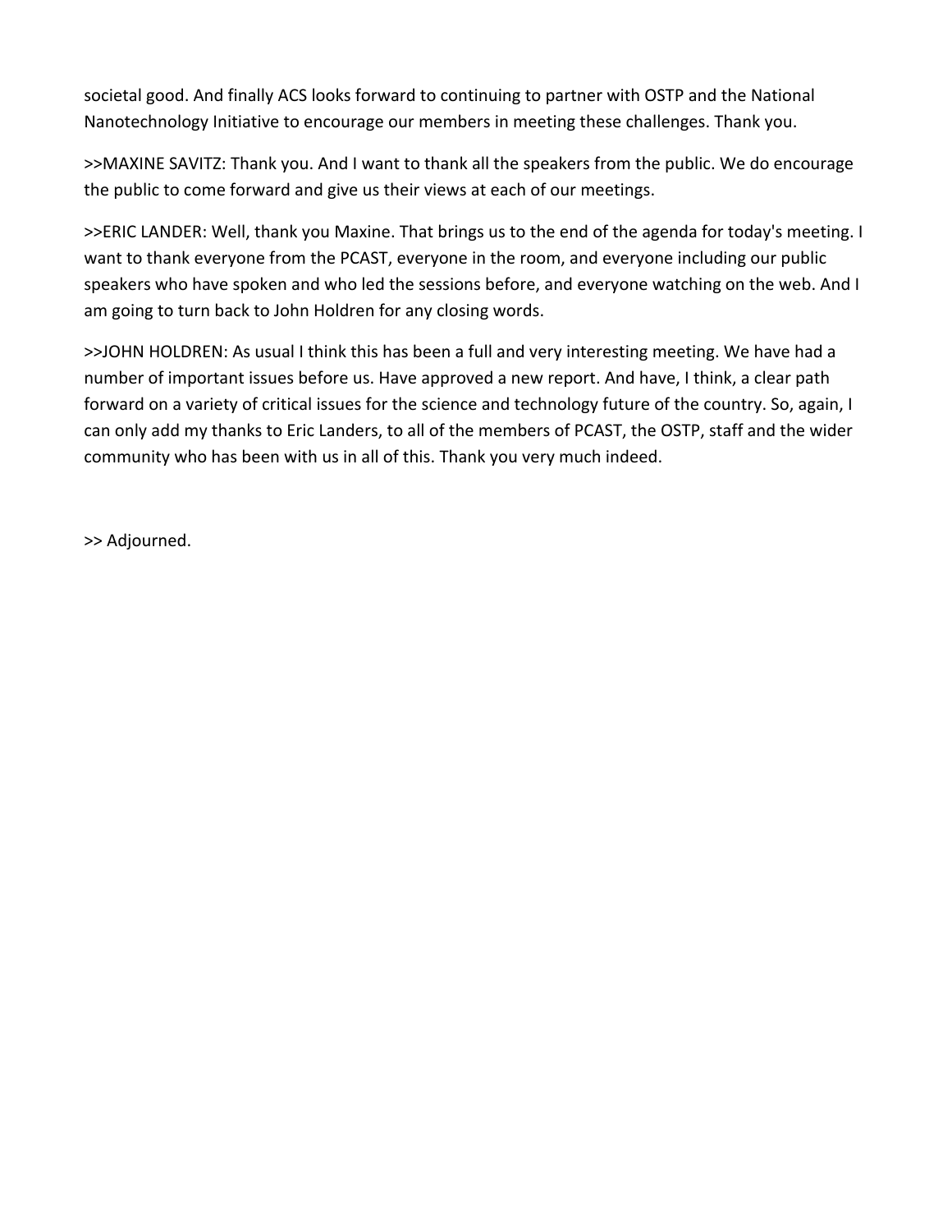societal good. And finally ACS looks forward to continuing to partner with OSTP and the National Nanotechnology Initiative to encourage our members in meeting these challenges. Thank you.

>>MAXINE SAVITZ: Thank you. And I want to thank all the speakers from the public. We do encourage the public to come forward and give us their views at each of our meetings.

>>ERIC LANDER: Well, thank you Maxine. That brings us to the end of the agenda for today's meeting. I want to thank everyone from the PCAST, everyone in the room, and everyone including our public speakers who have spoken and who led the sessions before, and everyone watching on the web. And I am going to turn back to John Holdren for any closing words.

>>JOHN HOLDREN: As usual I think this has been a full and very interesting meeting. We have had a number of important issues before us. Have approved a new report. And have, I think, a clear path forward on a variety of critical issues for the science and technology future of the country. So, again, I can only add my thanks to Eric Landers, to all of the members of PCAST, the OSTP, staff and the wider community who has been with us in all of this. Thank you very much indeed.

>> Adjourned.